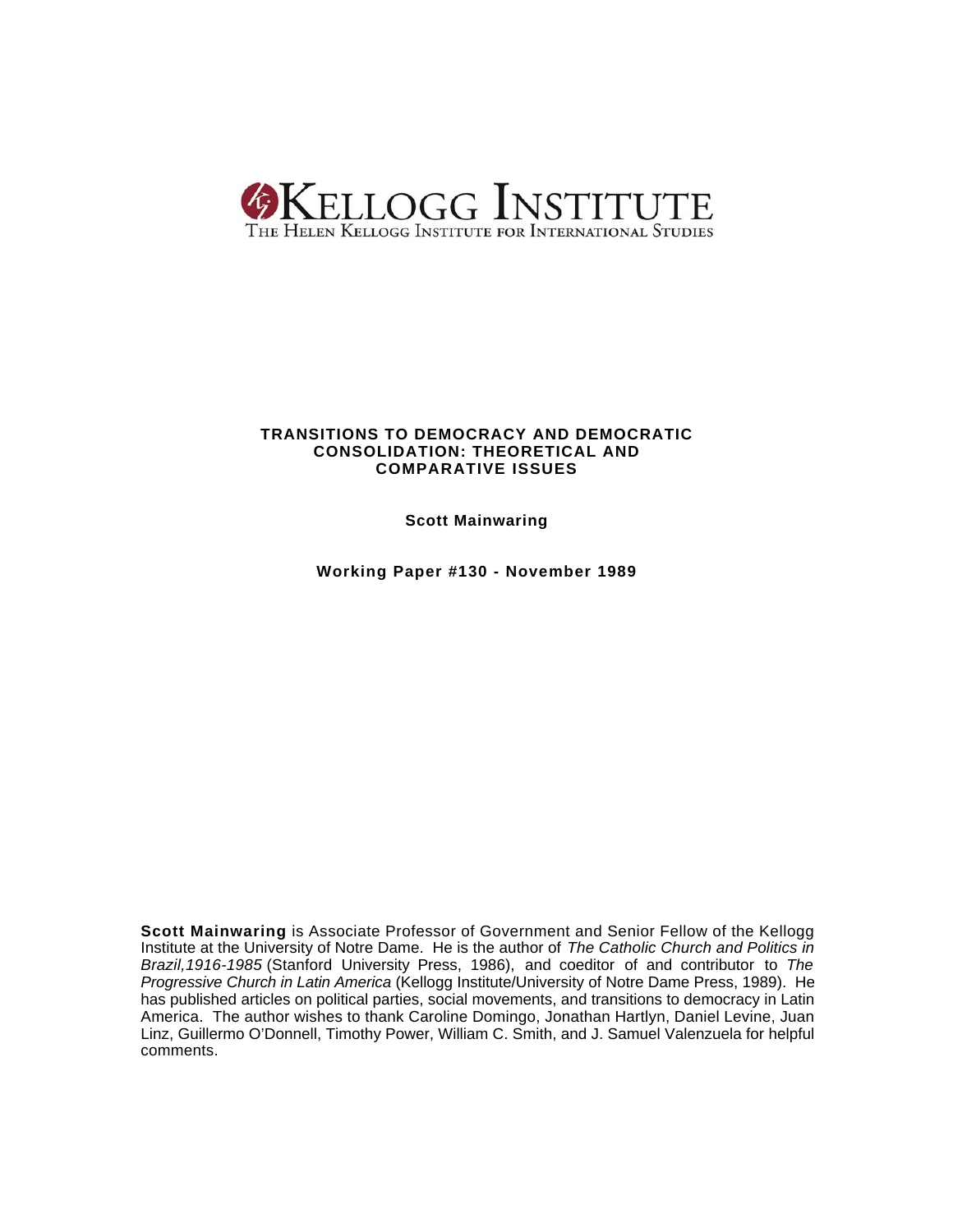KELLOGG INSTITUTE

The Helen Kellogg Institute for International Studies

**TRANSITIONS TO DEMOCRACY AND DEMOCRATIC CONSOLIDATION: THEORETICAL AND COMPARATIVE ISSUES**

**Scott Mainwaring**

**Working Paper #130 - November 1989**

**Scott Mainwaring** is Associate Professor of Government and Senior Fellow of the Kellogg Institute at the University of Notre Dame. He is the author of *The Catholic Church and Politics in Brazil,1916-1985* (Stanford University Press, 1986), and coeditor of and contributor to *The Progressive Church in Latin America* (Kellogg Institute/University of Notre Dame Press, 1989). He has published articles on political parties, social movements, and transitions to democracy in Latin America. The author wishes to thank Caroline Domingo, Jonathan Hartlyn, Daniel Levine, Juan Linz, Guillermo O'Donnell, Timothy Power, William C. Smith, and J. Samuel Valenzuela for helpful comments.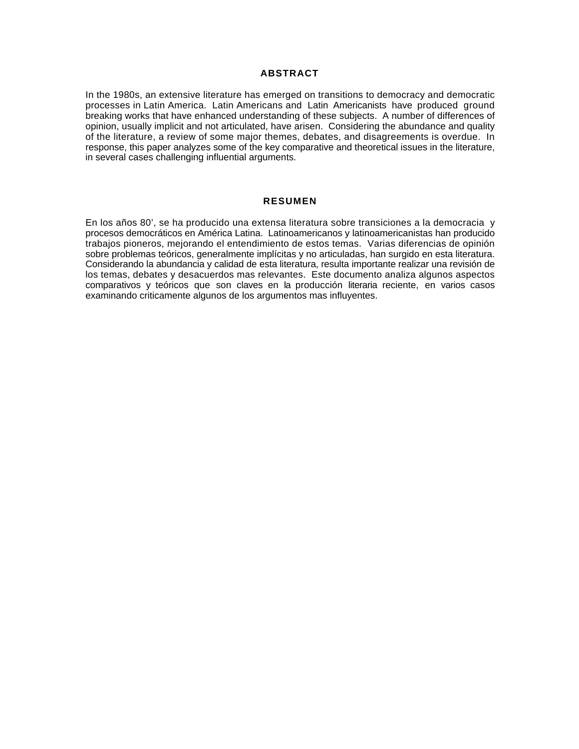## ABSTRACT

In the 1980s, an extensive literature has emerged on transitions to democracy and democratic processes in Latin America. Latin Americans and Latin Americanists have produced ground breaking works that have enhanced understanding of these subjects. A number of differences of opinion, usually implicit and not articulated, have arisen. Considering the abundance and quality of the literature, a review of some major themes, debates, and disagreements is overdue. In response, this paper analyzes some of the key comparative and theoretical issues in the literature, in several cases challenging influential arguments.

## RESUMEN

En los años 80', se ha producido una extensa literatura sobre transiciones a la democracia y procesos democráticos en América Latina. Latinoamericanos y latinoamericanistas han producido trabajos pioneros, mejorando el entendimiento de estos temas. Varias diferencias de opinión sobre problemas teóricos, generalmente implícitas y no articuladas, han surgido en esta literatura. Considerando la abundancia y calidad de esta literatura, resulta importante realizar una revisión de los temas, debates y desacuerdos mas relevantes. Este documento analiza algunos aspectos comparativos y teóricos que son claves en la producción literaria reciente, en varios casos examinando criticamente algunos de los argumentos mas influyentes.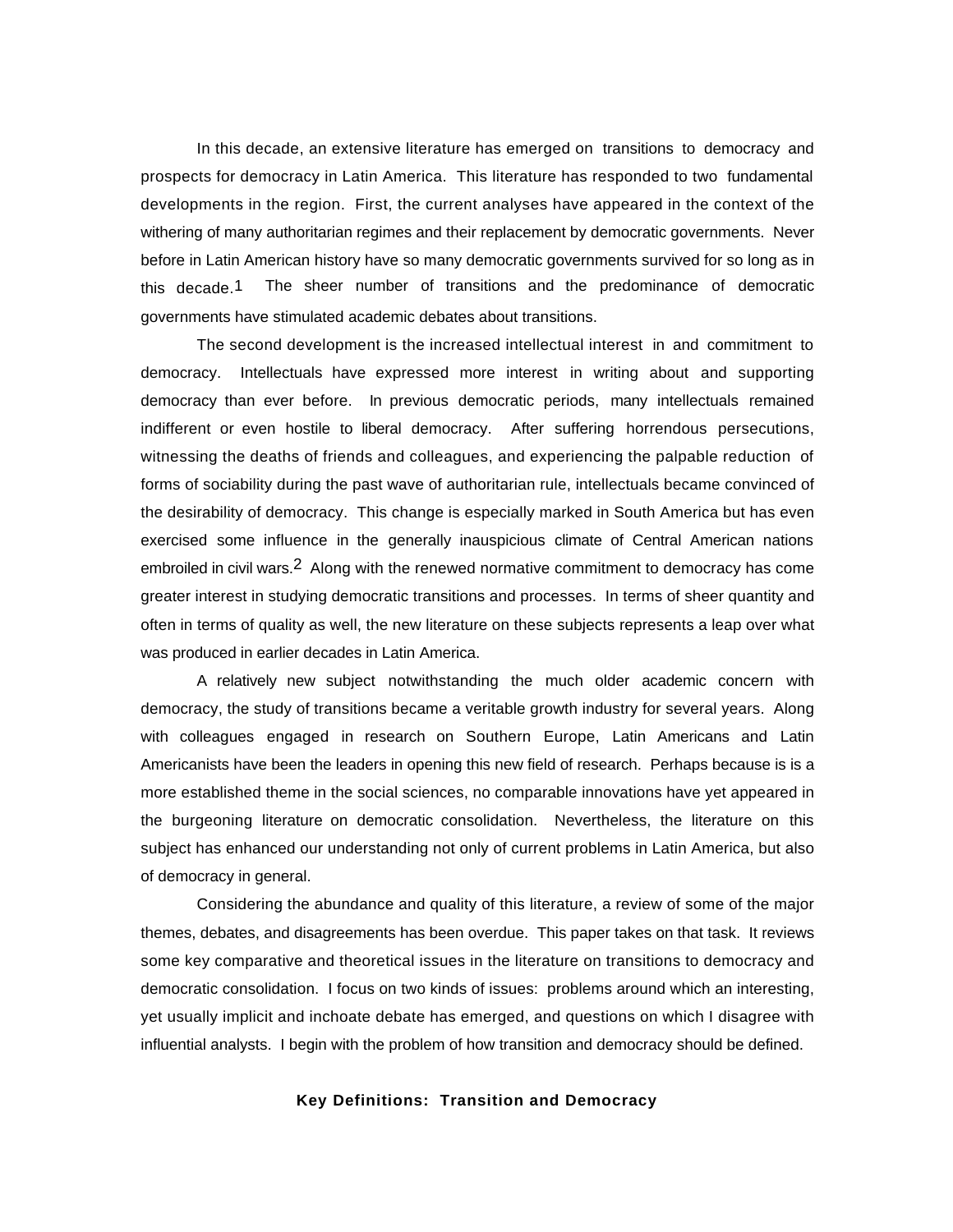In this decade, an extensive literature has emerged on transitions to democracy and prospects for democracy in Latin America. This literature has responded to two fundamental developments in the region. First, the current analyses have appeared in the context of the withering of many authoritarian regimes and their replacement by democratic governments. Never before in Latin American history have so many democratic governments survived for so long as in this decade.[1] The sheer number of transitions and the predominance of democratic governments have stimulated academic debates about transitions.

The second development is the increased intellectual interest in and commitment to democracy. Intellectuals have expressed more interest in writing about and supporting democracy than ever before. In previous democratic periods, many intellectuals remained indifferent or even hostile to liberal democracy. After suffering horrendous persecutions, witnessing the deaths of friends and colleagues, and experiencing the palpable reduction of forms of sociability during the past wave of authoritarian rule, intellectuals became convinced of the desirability of democracy. This change is especially marked in South America but has even exercised some influence in the generally inauspicious climate of Central American nations embroiled in civil wars.[2] Along with the renewed normative commitment to democracy has come greater interest in studying democratic transitions and processes. In terms of sheer quantity and often in terms of quality as well, the new literature on these subjects represents a leap over what was produced in earlier decades in Latin America.

A relatively new subject notwithstanding the much older academic concern with democracy, the study of transitions became a veritable growth industry for several years. Along with colleagues engaged in research on Southern Europe, Latin Americans and Latin Americanists have been the leaders in opening this new field of research. Perhaps because is is a more established theme in the social sciences, no comparable innovations have yet appeared in the burgeoning literature on democratic consolidation. Nevertheless, the literature on this subject has enhanced our understanding not only of current problems in Latin America, but also of democracy in general.

Considering the abundance and quality of this literature, a review of some of the major themes, debates, and disagreements has been overdue. This paper takes on that task. It reviews some key comparative and theoretical issues in the literature on transitions to democracy and democratic consolidation. I focus on two kinds of issues: problems around which an interesting, yet usually implicit and inchoate debate has emerged, and questions on which I disagree with influential analysts. I begin with the problem of how transition and democracy should be defined.

## Key Definitions: Transition and Democracy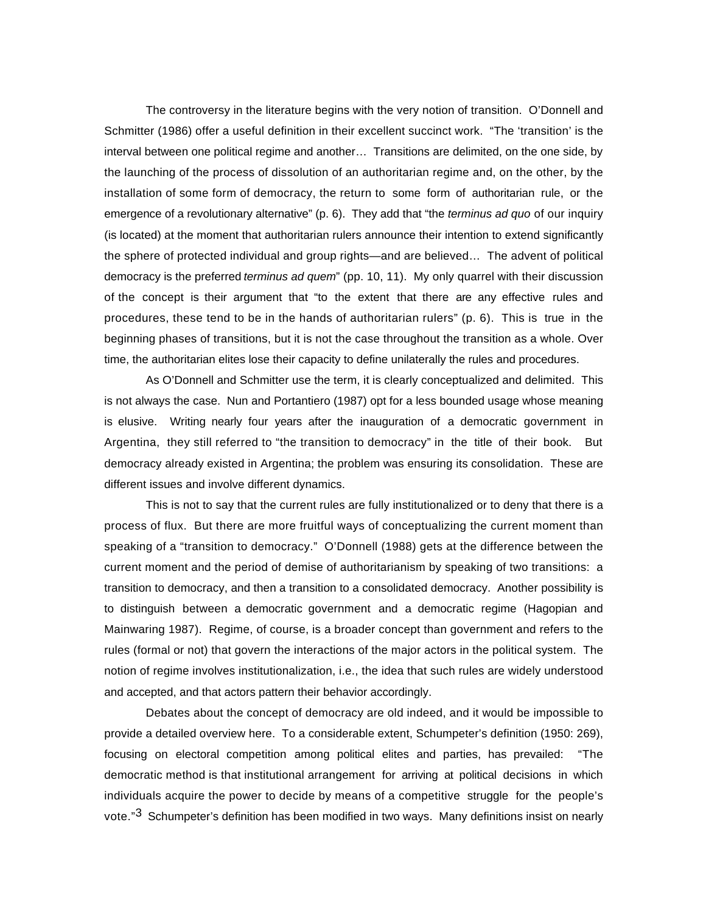The controversy in the literature begins with the very notion of transition. O'Donnell and Schmitter (1986) offer a useful definition in their excellent succinct work. "The 'transition' is the interval between one political regime and another… Transitions are delimited, on the one side, by the launching of the process of dissolution of an authoritarian regime and, on the other, by the installation of some form of democracy, the return to some form of authoritarian rule, or the emergence of a revolutionary alternative" (p. 6). They add that "the *terminus ad quo* of our inquiry (is located) at the moment that authoritarian rulers announce their intention to extend significantly the sphere of protected individual and group rights—and are believed… The advent of political democracy is the preferred *terminus ad quem*" (pp. 10, 11). My only quarrel with their discussion of the concept is their argument that "to the extent that there are any effective rules and procedures, these tend to be in the hands of authoritarian rulers" (p. 6). This is true in the beginning phases of transitions, but it is not the case throughout the transition as a whole. Over time, the authoritarian elites lose their capacity to define unilaterally the rules and procedures.

As O'Donnell and Schmitter use the term, it is clearly conceptualized and delimited. This is not always the case. Nun and Portantiero (1987) opt for a less bounded usage whose meaning is elusive. Writing nearly four years after the inauguration of a democratic government in Argentina, they still referred to "the transition to democracy" in the title of their book. But democracy already existed in Argentina; the problem was ensuring its consolidation. These are different issues and involve different dynamics.

This is not to say that the current rules are fully institutionalized or to deny that there is a process of flux. But there are more fruitful ways of conceptualizing the current moment than speaking of a "transition to democracy." O'Donnell (1988) gets at the difference between the current moment and the period of demise of authoritarianism by speaking of two transitions: a transition to democracy, and then a transition to a consolidated democracy. Another possibility is to distinguish between a democratic government and a democratic regime (Hagopian and Mainwaring 1987). Regime, of course, is a broader concept than government and refers to the rules (formal or not) that govern the interactions of the major actors in the political system. The notion of regime involves institutionalization, i.e., the idea that such rules are widely understood and accepted, and that actors pattern their behavior accordingly.

Debates about the concept of democracy are old indeed, and it would be impossible to provide a detailed overview here. To a considerable extent, Schumpeter's definition (1950: 269), focusing on electoral competition among political elites and parties, has prevailed: "The democratic method is that institutional arrangement for arriving at political decisions in which individuals acquire the power to decide by means of a competitive struggle for the people's vote."[3] Schumpeter's definition has been modified in two ways. Many definitions insist on nearly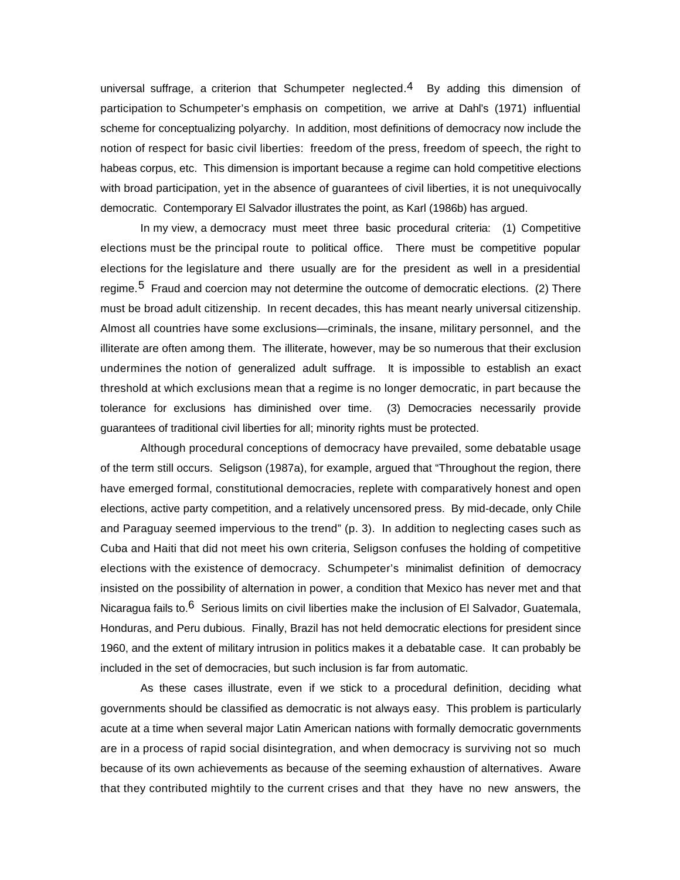universal suffrage, a criterion that Schumpeter neglected.[4] By adding this dimension of participation to Schumpeter's emphasis on competition, we arrive at Dahl's (1971) influential scheme for conceptualizing polyarchy. In addition, most definitions of democracy now include the notion of respect for basic civil liberties: freedom of the press, freedom of speech, the right to habeas corpus, etc. This dimension is important because a regime can hold competitive elections with broad participation, yet in the absence of guarantees of civil liberties, it is not unequivocally democratic. Contemporary El Salvador illustrates the point, as Karl (1986b) has argued.

In my view, a democracy must meet three basic procedural criteria: (1) Competitive elections must be the principal route to political office. There must be competitive popular elections for the legislature and there usually are for the president as well in a presidential regime.[5] Fraud and coercion may not determine the outcome of democratic elections. (2) There must be broad adult citizenship. In recent decades, this has meant nearly universal citizenship. Almost all countries have some exclusions—criminals, the insane, military personnel, and the illiterate are often among them. The illiterate, however, may be so numerous that their exclusion undermines the notion of generalized adult suffrage. It is impossible to establish an exact threshold at which exclusions mean that a regime is no longer democratic, in part because the tolerance for exclusions has diminished over time. (3) Democracies necessarily provide guarantees of traditional civil liberties for all; minority rights must be protected.

Although procedural conceptions of democracy have prevailed, some debatable usage of the term still occurs. Seligson (1987a), for example, argued that "Throughout the region, there have emerged formal, constitutional democracies, replete with comparatively honest and open elections, active party competition, and a relatively uncensored press. By mid-decade, only Chile and Paraguay seemed impervious to the trend" (p. 3). In addition to neglecting cases such as Cuba and Haiti that did not meet his own criteria, Seligson confuses the holding of competitive elections with the existence of democracy. Schumpeter's minimalist definition of democracy insisted on the possibility of alternation in power, a condition that Mexico has never met and that Nicaragua fails to.[6] Serious limits on civil liberties make the inclusion of El Salvador, Guatemala, Honduras, and Peru dubious. Finally, Brazil has not held democratic elections for president since 1960, and the extent of military intrusion in politics makes it a debatable case. It can probably be included in the set of democracies, but such inclusion is far from automatic.

As these cases illustrate, even if we stick to a procedural definition, deciding what governments should be classified as democratic is not always easy. This problem is particularly acute at a time when several major Latin American nations with formally democratic governments are in a process of rapid social disintegration, and when democracy is surviving not so much because of its own achievements as because of the seeming exhaustion of alternatives. Aware that they contributed mightily to the current crises and that they have no new answers, the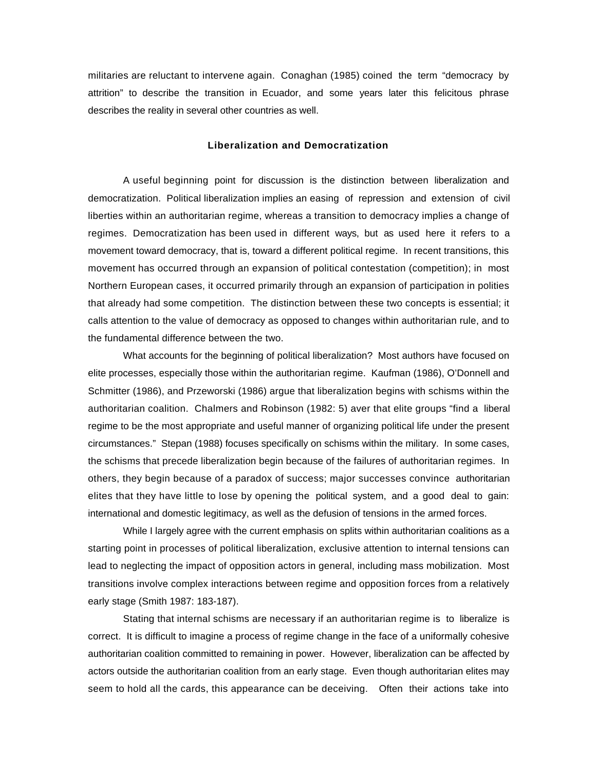militaries are reluctant to intervene again. Conaghan (1985) coined the term "democracy by attrition" to describe the transition in Ecuador, and some years later this felicitous phrase describes the reality in several other countries as well.

## Liberalization and Democratization

A useful beginning point for discussion is the distinction between liberalization and democratization. Political liberalization implies an easing of repression and extension of civil liberties within an authoritarian regime, whereas a transition to democracy implies a change of regimes. Democratization has been used in different ways, but as used here it refers to a movement toward democracy, that is, toward a different political regime. In recent transitions, this movement has occurred through an expansion of political contestation (competition); in most Northern European cases, it occurred primarily through an expansion of participation in polities that already had some competition. The distinction between these two concepts is essential; it calls attention to the value of democracy as opposed to changes within authoritarian rule, and to the fundamental difference between the two.

What accounts for the beginning of political liberalization? Most authors have focused on elite processes, especially those within the authoritarian regime. Kaufman (1986), O'Donnell and Schmitter (1986), and Przeworski (1986) argue that liberalization begins with schisms within the authoritarian coalition. Chalmers and Robinson (1982: 5) aver that elite groups "find a liberal regime to be the most appropriate and useful manner of organizing political life under the present circumstances." Stepan (1988) focuses specifically on schisms within the military. In some cases, the schisms that precede liberalization begin because of the failures of authoritarian regimes. In others, they begin because of a paradox of success; major successes convince authoritarian elites that they have little to lose by opening the political system, and a good deal to gain: international and domestic legitimacy, as well as the defusion of tensions in the armed forces.

While I largely agree with the current emphasis on splits within authoritarian coalitions as a starting point in processes of political liberalization, exclusive attention to internal tensions can lead to neglecting the impact of opposition actors in general, including mass mobilization. Most transitions involve complex interactions between regime and opposition forces from a relatively early stage (Smith 1987: 183-187).

Stating that internal schisms are necessary if an authoritarian regime is to liberalize is correct. It is difficult to imagine a process of regime change in the face of a uniformally cohesive authoritarian coalition committed to remaining in power. However, liberalization can be affected by actors outside the authoritarian coalition from an early stage. Even though authoritarian elites may seem to hold all the cards, this appearance can be deceiving. Often their actions take into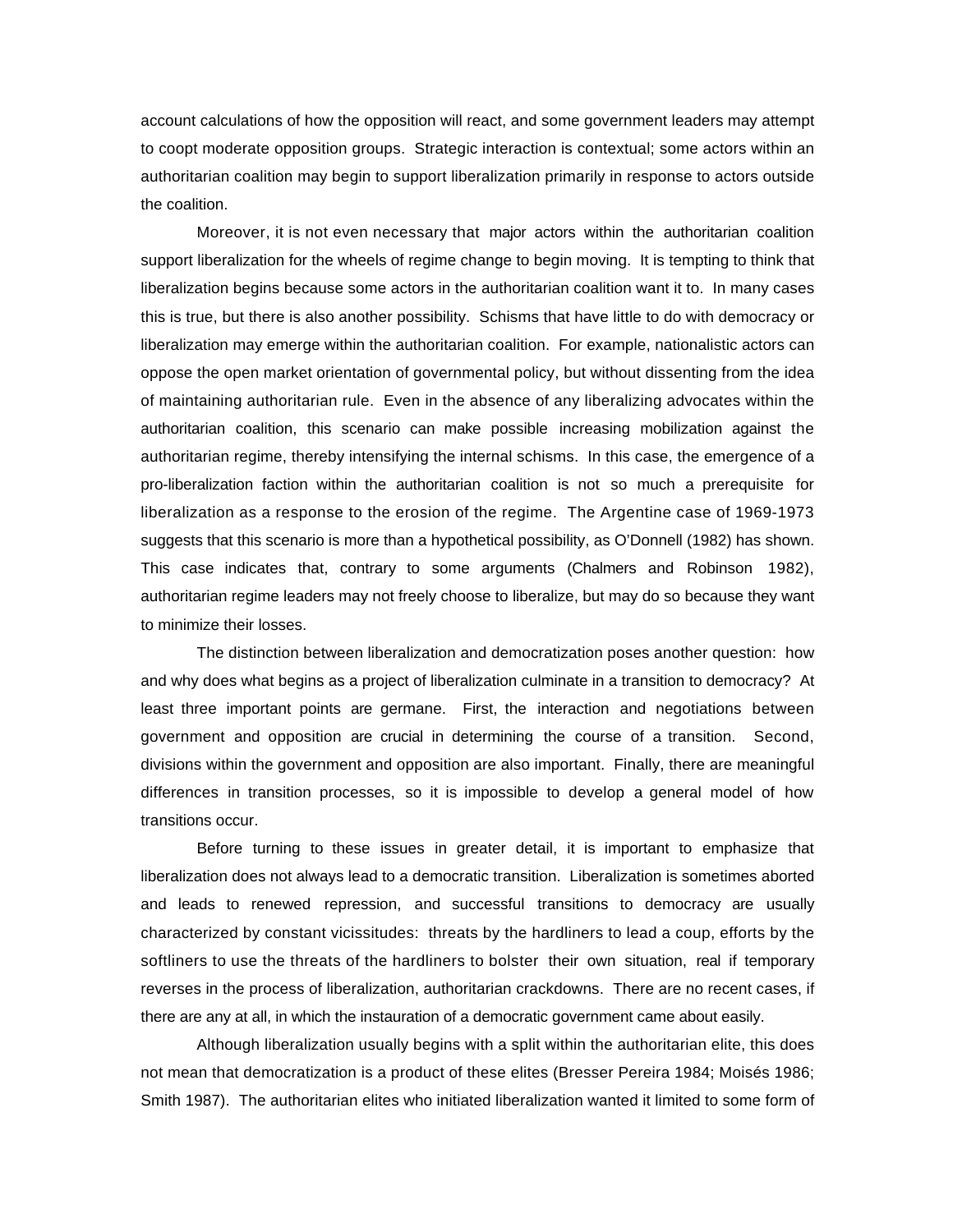account calculations of how the opposition will react, and some government leaders may attempt to coopt moderate opposition groups. Strategic interaction is contextual; some actors within an authoritarian coalition may begin to support liberalization primarily in response to actors outside the coalition.

Moreover, it is not even necessary that major actors within the authoritarian coalition support liberalization for the wheels of regime change to begin moving. It is tempting to think that liberalization begins because some actors in the authoritarian coalition want it to. In many cases this is true, but there is also another possibility. Schisms that have little to do with democracy or liberalization may emerge within the authoritarian coalition. For example, nationalistic actors can oppose the open market orientation of governmental policy, but without dissenting from the idea of maintaining authoritarian rule. Even in the absence of any liberalizing advocates within the authoritarian coalition, this scenario can make possible increasing mobilization against the authoritarian regime, thereby intensifying the internal schisms. In this case, the emergence of a pro-liberalization faction within the authoritarian coalition is not so much a prerequisite for liberalization as a response to the erosion of the regime. The Argentine case of 1969-1973 suggests that this scenario is more than a hypothetical possibility, as O'Donnell (1982) has shown. This case indicates that, contrary to some arguments (Chalmers and Robinson 1982), authoritarian regime leaders may not freely choose to liberalize, but may do so because they want to minimize their losses.

The distinction between liberalization and democratization poses another question: how and why does what begins as a project of liberalization culminate in a transition to democracy? At least three important points are germane. First, the interaction and negotiations between government and opposition are crucial in determining the course of a transition. Second, divisions within the government and opposition are also important. Finally, there are meaningful differences in transition processes, so it is impossible to develop a general model of how transitions occur.

Before turning to these issues in greater detail, it is important to emphasize that liberalization does not always lead to a democratic transition. Liberalization is sometimes aborted and leads to renewed repression, and successful transitions to democracy are usually characterized by constant vicissitudes: threats by the hardliners to lead a coup, efforts by the softliners to use the threats of the hardliners to bolster their own situation, real if temporary reverses in the process of liberalization, authoritarian crackdowns. There are no recent cases, if there are any at all, in which the instauration of a democratic government came about easily.

Although liberalization usually begins with a split within the authoritarian elite, this does not mean that democratization is a product of these elites (Bresser Pereira 1984; Moisés 1986; Smith 1987). The authoritarian elites who initiated liberalization wanted it limited to some form of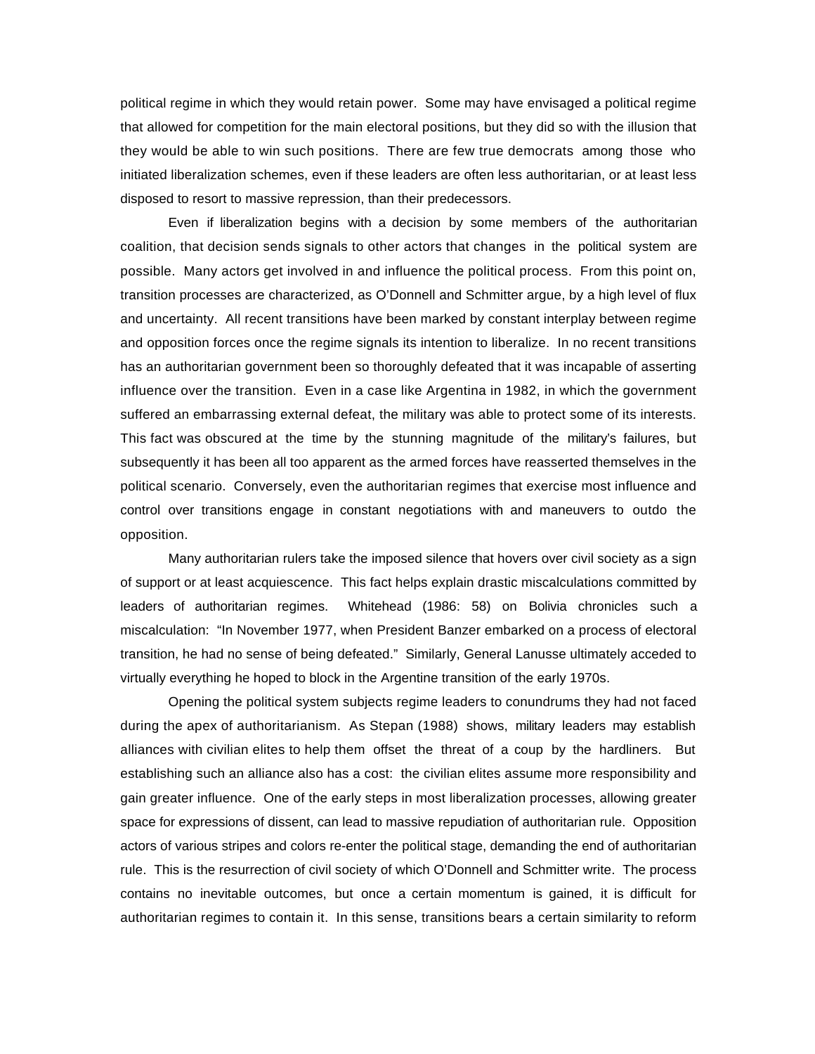political regime in which they would retain power. Some may have envisaged a political regime that allowed for competition for the main electoral positions, but they did so with the illusion that they would be able to win such positions. There are few true democrats among those who initiated liberalization schemes, even if these leaders are often less authoritarian, or at least less disposed to resort to massive repression, than their predecessors.

Even if liberalization begins with a decision by some members of the authoritarian coalition, that decision sends signals to other actors that changes in the political system are possible. Many actors get involved in and influence the political process. From this point on, transition processes are characterized, as O'Donnell and Schmitter argue, by a high level of flux and uncertainty. All recent transitions have been marked by constant interplay between regime and opposition forces once the regime signals its intention to liberalize. In no recent transitions has an authoritarian government been so thoroughly defeated that it was incapable of asserting influence over the transition. Even in a case like Argentina in 1982, in which the government suffered an embarrassing external defeat, the military was able to protect some of its interests. This fact was obscured at the time by the stunning magnitude of the military's failures, but subsequently it has been all too apparent as the armed forces have reasserted themselves in the political scenario. Conversely, even the authoritarian regimes that exercise most influence and control over transitions engage in constant negotiations with and maneuvers to outdo the opposition.

Many authoritarian rulers take the imposed silence that hovers over civil society as a sign of support or at least acquiescence. This fact helps explain drastic miscalculations committed by leaders of authoritarian regimes. Whitehead (1986: 58) on Bolivia chronicles such a miscalculation: "In November 1977, when President Banzer embarked on a process of electoral transition, he had no sense of being defeated." Similarly, General Lanusse ultimately acceded to virtually everything he hoped to block in the Argentine transition of the early 1970s.

Opening the political system subjects regime leaders to conundrums they had not faced during the apex of authoritarianism. As Stepan (1988) shows, military leaders may establish alliances with civilian elites to help them offset the threat of a coup by the hardliners. But establishing such an alliance also has a cost: the civilian elites assume more responsibility and gain greater influence. One of the early steps in most liberalization processes, allowing greater space for expressions of dissent, can lead to massive repudiation of authoritarian rule. Opposition actors of various stripes and colors re-enter the political stage, demanding the end of authoritarian rule. This is the resurrection of civil society of which O'Donnell and Schmitter write. The process contains no inevitable outcomes, but once a certain momentum is gained, it is difficult for authoritarian regimes to contain it. In this sense, transitions bears a certain similarity to reform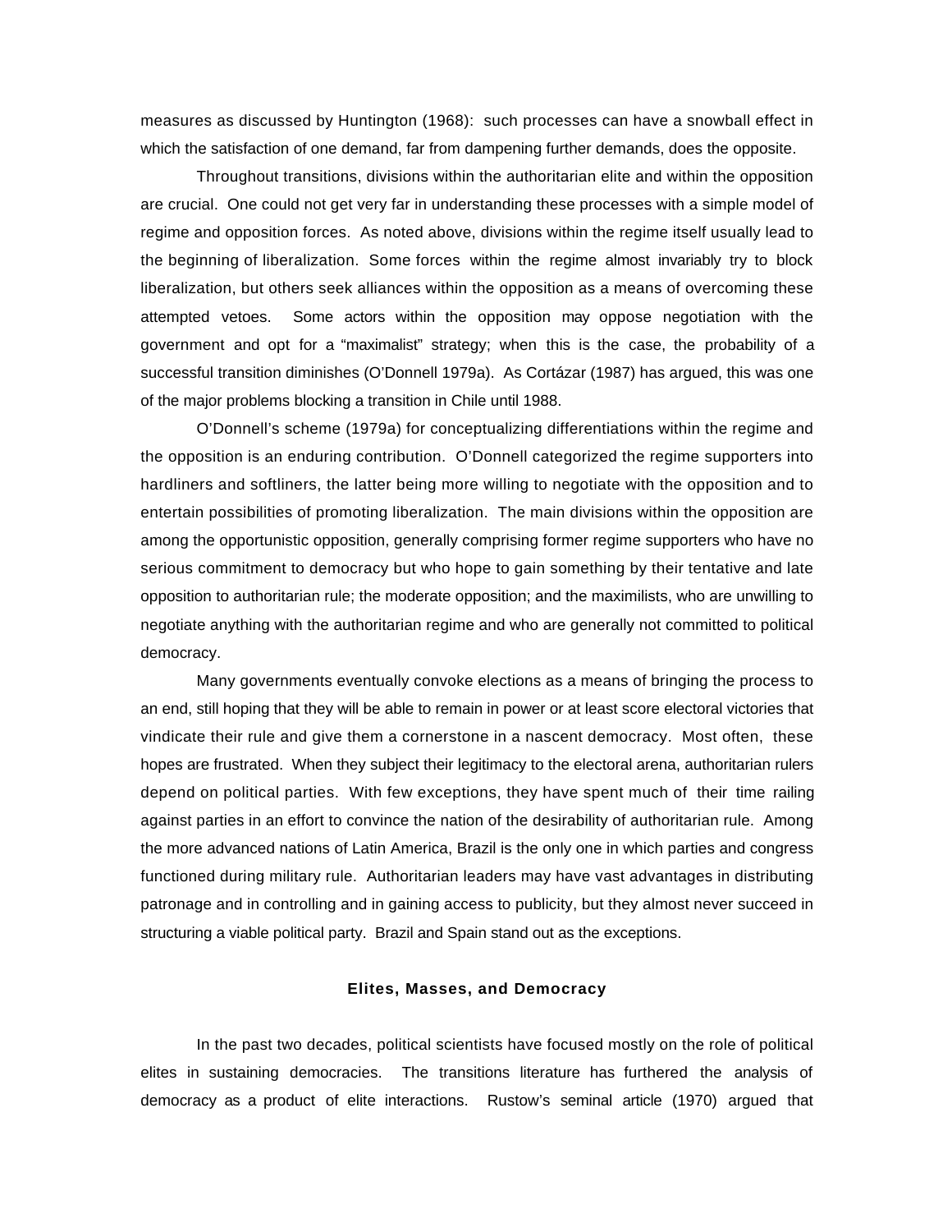measures as discussed by Huntington (1968): such processes can have a snowball effect in which the satisfaction of one demand, far from dampening further demands, does the opposite.

Throughout transitions, divisions within the authoritarian elite and within the opposition are crucial. One could not get very far in understanding these processes with a simple model of regime and opposition forces. As noted above, divisions within the regime itself usually lead to the beginning of liberalization. Some forces within the regime almost invariably try to block liberalization, but others seek alliances within the opposition as a means of overcoming these attempted vetoes. Some actors within the opposition may oppose negotiation with the government and opt for a "maximalist" strategy; when this is the case, the probability of a successful transition diminishes (O'Donnell 1979a). As Cortázar (1987) has argued, this was one of the major problems blocking a transition in Chile until 1988.

O'Donnell's scheme (1979a) for conceptualizing differentiations within the regime and the opposition is an enduring contribution. O'Donnell categorized the regime supporters into hardliners and softliners, the latter being more willing to negotiate with the opposition and to entertain possibilities of promoting liberalization. The main divisions within the opposition are among the opportunistic opposition, generally comprising former regime supporters who have no serious commitment to democracy but who hope to gain something by their tentative and late opposition to authoritarian rule; the moderate opposition; and the maximilists, who are unwilling to negotiate anything with the authoritarian regime and who are generally not committed to political democracy.

Many governments eventually convoke elections as a means of bringing the process to an end, still hoping that they will be able to remain in power or at least score electoral victories that vindicate their rule and give them a cornerstone in a nascent democracy. Most often, these hopes are frustrated. When they subject their legitimacy to the electoral arena, authoritarian rulers depend on political parties. With few exceptions, they have spent much of their time railing against parties in an effort to convince the nation of the desirability of authoritarian rule. Among the more advanced nations of Latin America, Brazil is the only one in which parties and congress functioned during military rule. Authoritarian leaders may have vast advantages in distributing patronage and in controlling and in gaining access to publicity, but they almost never succeed in structuring a viable political party. Brazil and Spain stand out as the exceptions.

### Elites, Masses, and Democracy

In the past two decades, political scientists have focused mostly on the role of political elites in sustaining democracies. The transitions literature has furthered the analysis of democracy as a product of elite interactions. Rustow's seminal article (1970) argued that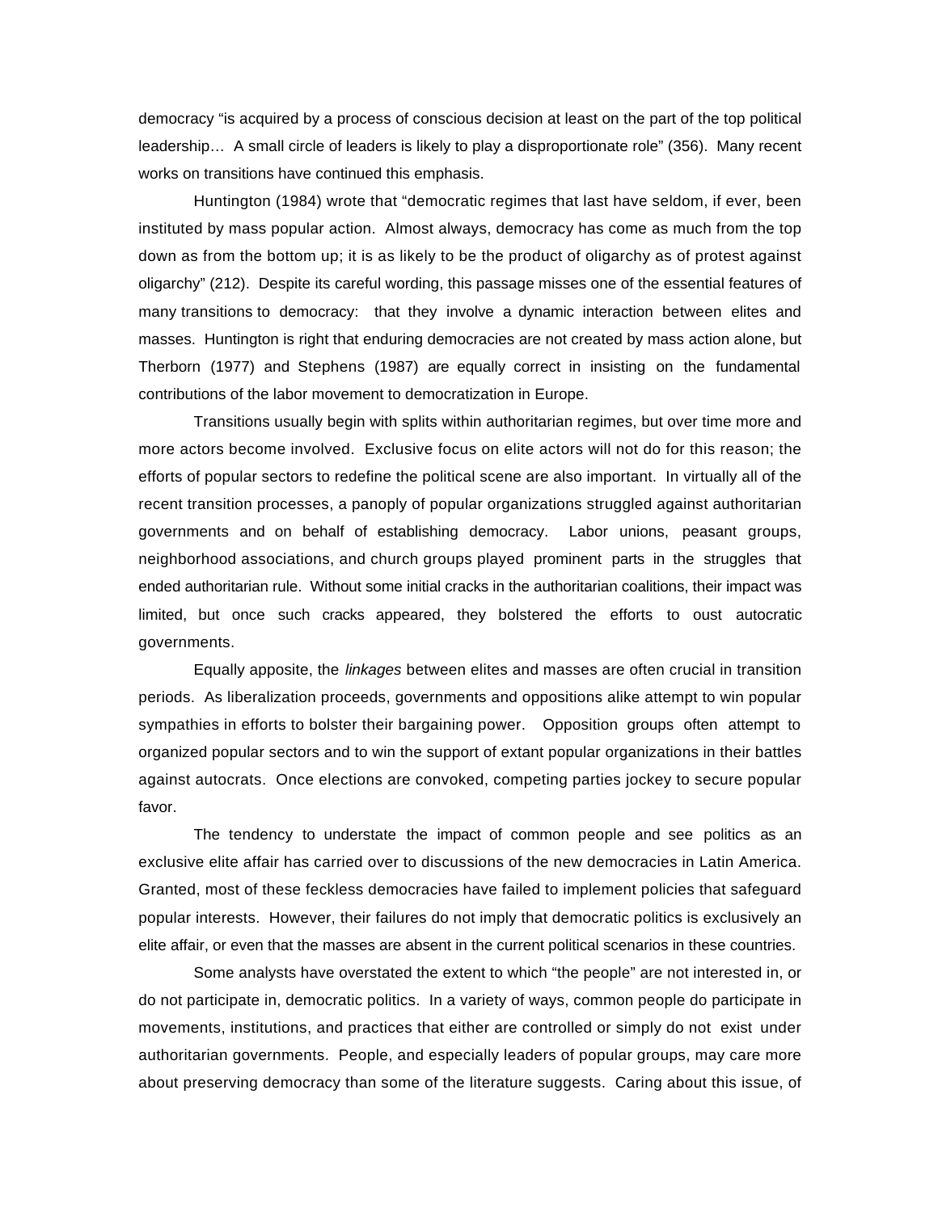democracy "is acquired by a process of conscious decision at least on the part of the top political leadership… A small circle of leaders is likely to play a disproportionate role" (356). Many recent works on transitions have continued this emphasis.

Huntington (1984) wrote that "democratic regimes that last have seldom, if ever, been instituted by mass popular action. Almost always, democracy has come as much from the top down as from the bottom up; it is as likely to be the product of oligarchy as of protest against oligarchy" (212). Despite its careful wording, this passage misses one of the essential features of many transitions to democracy: that they involve a dynamic interaction between elites and masses. Huntington is right that enduring democracies are not created by mass action alone, but Therborn (1977) and Stephens (1987) are equally correct in insisting on the fundamental contributions of the labor movement to democratization in Europe.

Transitions usually begin with splits within authoritarian regimes, but over time more and more actors become involved. Exclusive focus on elite actors will not do for this reason; the efforts of popular sectors to redefine the political scene are also important. In virtually all of the recent transition processes, a panoply of popular organizations struggled against authoritarian governments and on behalf of establishing democracy. Labor unions, peasant groups, neighborhood associations, and church groups played prominent parts in the struggles that ended authoritarian rule. Without some initial cracks in the authoritarian coalitions, their impact was limited, but once such cracks appeared, they bolstered the efforts to oust autocratic governments.

Equally apposite, the *linkages* between elites and masses are often crucial in transition periods. As liberalization proceeds, governments and oppositions alike attempt to win popular sympathies in efforts to bolster their bargaining power. Opposition groups often attempt to organized popular sectors and to win the support of extant popular organizations in their battles against autocrats. Once elections are convoked, competing parties jockey to secure popular favor.

The tendency to understate the impact of common people and see politics as an exclusive elite affair has carried over to discussions of the new democracies in Latin America. Granted, most of these feckless democracies have failed to implement policies that safeguard popular interests. However, their failures do not imply that democratic politics is exclusively an elite affair, or even that the masses are absent in the current political scenarios in these countries.

Some analysts have overstated the extent to which "the people" are not interested in, or do not participate in, democratic politics. In a variety of ways, common people do participate in movements, institutions, and practices that either are controlled or simply do not exist under authoritarian governments. People, and especially leaders of popular groups, may care more about preserving democracy than some of the literature suggests. Caring about this issue, of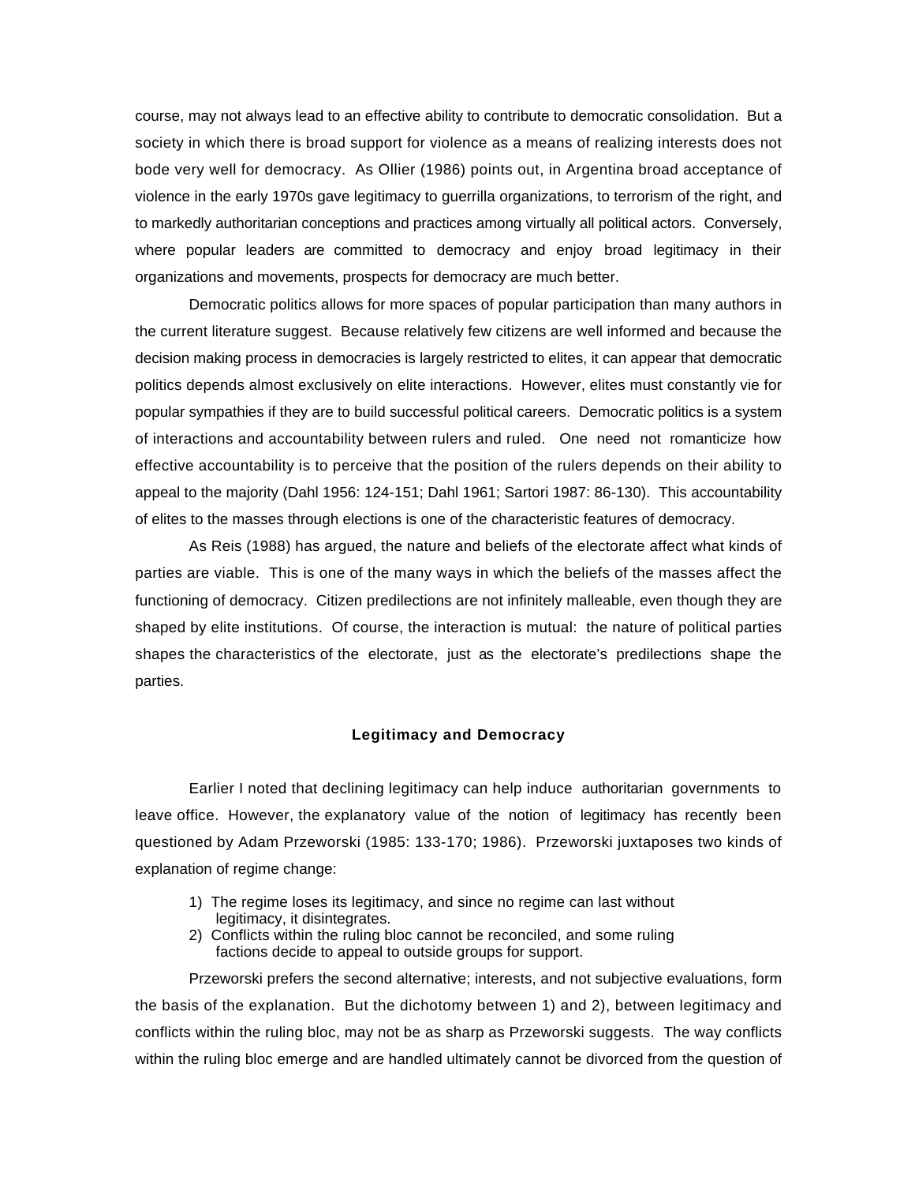course, may not always lead to an effective ability to contribute to democratic consolidation. But a society in which there is broad support for violence as a means of realizing interests does not bode very well for democracy. As Ollier (1986) points out, in Argentina broad acceptance of violence in the early 1970s gave legitimacy to guerrilla organizations, to terrorism of the right, and to markedly authoritarian conceptions and practices among virtually all political actors. Conversely, where popular leaders are committed to democracy and enjoy broad legitimacy in their organizations and movements, prospects for democracy are much better.

Democratic politics allows for more spaces of popular participation than many authors in the current literature suggest. Because relatively few citizens are well informed and because the decision making process in democracies is largely restricted to elites, it can appear that democratic politics depends almost exclusively on elite interactions. However, elites must constantly vie for popular sympathies if they are to build successful political careers. Democratic politics is a system of interactions and accountability between rulers and ruled. One need not romanticize how effective accountability is to perceive that the position of the rulers depends on their ability to appeal to the majority (Dahl 1956: 124-151; Dahl 1961; Sartori 1987: 86-130). This accountability of elites to the masses through elections is one of the characteristic features of democracy.

As Reis (1988) has argued, the nature and beliefs of the electorate affect what kinds of parties are viable. This is one of the many ways in which the beliefs of the masses affect the functioning of democracy. Citizen predilections are not infinitely malleable, even though they are shaped by elite institutions. Of course, the interaction is mutual: the nature of political parties shapes the characteristics of the electorate, just as the electorate's predilections shape the parties.

### Legitimacy and Democracy

Earlier I noted that declining legitimacy can help induce authoritarian governments to leave office. However, the explanatory value of the notion of legitimacy has recently been questioned by Adam Przeworski (1985: 133-170; 1986). Przeworski juxtaposes two kinds of explanation of regime change:

1) The regime loses its legitimacy, and since no regime can last without legitimacy, it disintegrates.
2) Conflicts within the ruling bloc cannot be reconciled, and some ruling factions decide to appeal to outside groups for support.

Przeworski prefers the second alternative; interests, and not subjective evaluations, form the basis of the explanation. But the dichotomy between 1) and 2), between legitimacy and conflicts within the ruling bloc, may not be as sharp as Przeworski suggests. The way conflicts within the ruling bloc emerge and are handled ultimately cannot be divorced from the question of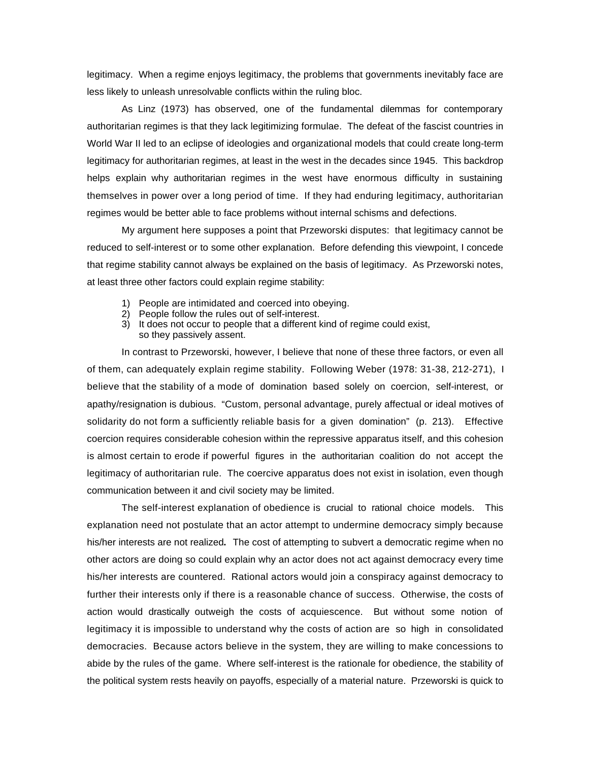legitimacy. When a regime enjoys legitimacy, the problems that governments inevitably face are less likely to unleash unresolvable conflicts within the ruling bloc.

As Linz (1973) has observed, one of the fundamental dilemmas for contemporary authoritarian regimes is that they lack legitimizing formulae. The defeat of the fascist countries in World War II led to an eclipse of ideologies and organizational models that could create long-term legitimacy for authoritarian regimes, at least in the west in the decades since 1945. This backdrop helps explain why authoritarian regimes in the west have enormous difficulty in sustaining themselves in power over a long period of time. If they had enduring legitimacy, authoritarian regimes would be better able to face problems without internal schisms and defections.

My argument here supposes a point that Przeworski disputes: that legitimacy cannot be reduced to self-interest or to some other explanation. Before defending this viewpoint, I concede that regime stability cannot always be explained on the basis of legitimacy. As Przeworski notes, at least three other factors could explain regime stability:

1) People are intimidated and coerced into obeying.
2) People follow the rules out of self-interest.
3) It does not occur to people that a different kind of regime could exist, so they passively assent.

In contrast to Przeworski, however, I believe that none of these three factors, or even all of them, can adequately explain regime stability. Following Weber (1978: 31-38, 212-271), I believe that the stability of a mode of domination based solely on coercion, self-interest, or apathy/resignation is dubious. "Custom, personal advantage, purely affectual or ideal motives of solidarity do not form a sufficiently reliable basis for a given domination" (p. 213). Effective coercion requires considerable cohesion within the repressive apparatus itself, and this cohesion is almost certain to erode if powerful figures in the authoritarian coalition do not accept the legitimacy of authoritarian rule. The coercive apparatus does not exist in isolation, even though communication between it and civil society may be limited.

The self-interest explanation of obedience is crucial to rational choice models. This explanation need not postulate that an actor attempt to undermine democracy simply because his/her interests are not realized. The cost of attempting to subvert a democratic regime when no other actors are doing so could explain why an actor does not act against democracy every time his/her interests are countered. Rational actors would join a conspiracy against democracy to further their interests only if there is a reasonable chance of success. Otherwise, the costs of action would drastically outweigh the costs of acquiescence. But without some notion of legitimacy it is impossible to understand why the costs of action are so high in consolidated democracies. Because actors believe in the system, they are willing to make concessions to abide by the rules of the game. Where self-interest is the rationale for obedience, the stability of the political system rests heavily on payoffs, especially of a material nature. Przeworski is quick to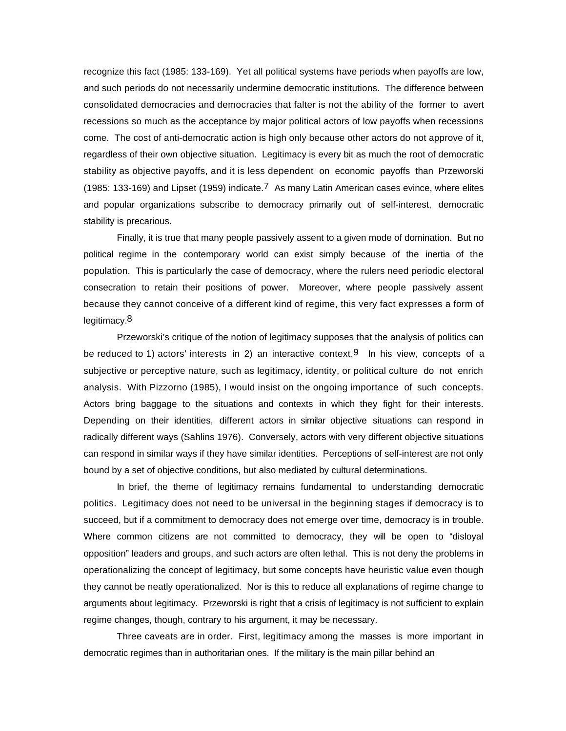recognize this fact (1985: 133-169). Yet all political systems have periods when payoffs are low, and such periods do not necessarily undermine democratic institutions. The difference between consolidated democracies and democracies that falter is not the ability of the former to avert recessions so much as the acceptance by major political actors of low payoffs when recessions come. The cost of anti-democratic action is high only because other actors do not approve of it, regardless of their own objective situation. Legitimacy is every bit as much the root of democratic stability as objective payoffs, and it is less dependent on economic payoffs than Przeworski (1985: 133-169) and Lipset (1959) indicate.[7] As many Latin American cases evince, where elites and popular organizations subscribe to democracy primarily out of self-interest, democratic stability is precarious.

Finally, it is true that many people passively assent to a given mode of domination. But no political regime in the contemporary world can exist simply because of the inertia of the population. This is particularly the case of democracy, where the rulers need periodic electoral consecration to retain their positions of power. Moreover, where people passively assent because they cannot conceive of a different kind of regime, this very fact expresses a form of legitimacy.[8]

Przeworski's critique of the notion of legitimacy supposes that the analysis of politics can be reduced to 1) actors' interests in 2) an interactive context.[9] In his view, concepts of a subjective or perceptive nature, such as legitimacy, identity, or political culture do not enrich analysis. With Pizzorno (1985), I would insist on the ongoing importance of such concepts. Actors bring baggage to the situations and contexts in which they fight for their interests. Depending on their identities, different actors in similar objective situations can respond in radically different ways (Sahlins 1976). Conversely, actors with very different objective situations can respond in similar ways if they have similar identities. Perceptions of self-interest are not only bound by a set of objective conditions, but also mediated by cultural determinations.

In brief, the theme of legitimacy remains fundamental to understanding democratic politics. Legitimacy does not need to be universal in the beginning stages if democracy is to succeed, but if a commitment to democracy does not emerge over time, democracy is in trouble. Where common citizens are not committed to democracy, they will be open to "disloyal opposition" leaders and groups, and such actors are often lethal. This is not deny the problems in operationalizing the concept of legitimacy, but some concepts have heuristic value even though they cannot be neatly operationalized. Nor is this to reduce all explanations of regime change to arguments about legitimacy. Przeworski is right that a crisis of legitimacy is not sufficient to explain regime changes, though, contrary to his argument, it may be necessary.

Three caveats are in order. First, legitimacy among the masses is more important in democratic regimes than in authoritarian ones. If the military is the main pillar behind an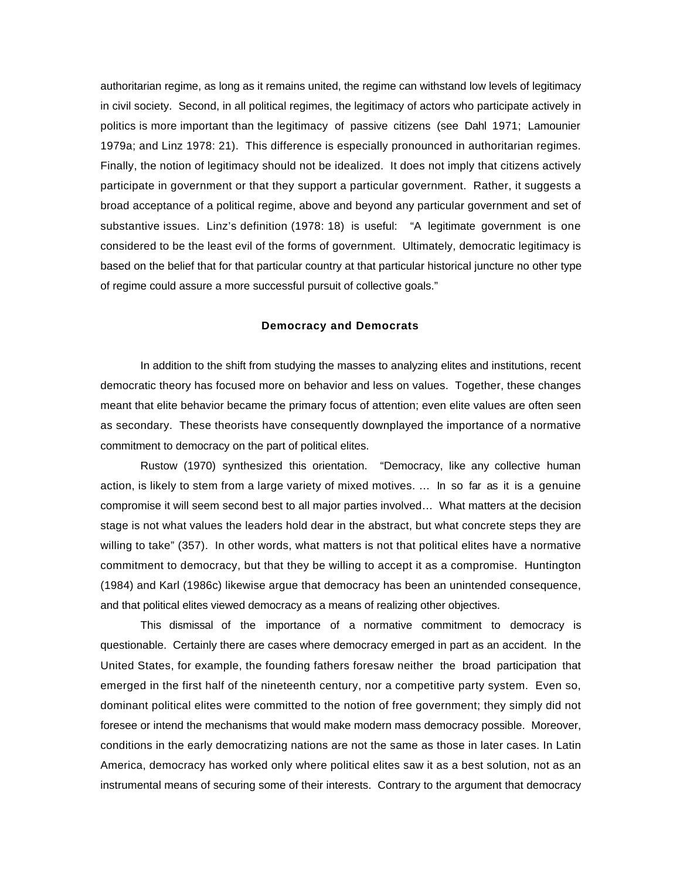authoritarian regime, as long as it remains united, the regime can withstand low levels of legitimacy in civil society. Second, in all political regimes, the legitimacy of actors who participate actively in politics is more important than the legitimacy of passive citizens (see Dahl 1971; Lamounier 1979a; and Linz 1978: 21). This difference is especially pronounced in authoritarian regimes. Finally, the notion of legitimacy should not be idealized. It does not imply that citizens actively participate in government or that they support a particular government. Rather, it suggests a broad acceptance of a political regime, above and beyond any particular government and set of substantive issues. Linz's definition (1978: 18) is useful: "A legitimate government is one considered to be the least evil of the forms of government. Ultimately, democratic legitimacy is based on the belief that for that particular country at that particular historical juncture no other type of regime could assure a more successful pursuit of collective goals."

## Democracy and Democrats

In addition to the shift from studying the masses to analyzing elites and institutions, recent democratic theory has focused more on behavior and less on values. Together, these changes meant that elite behavior became the primary focus of attention; even elite values are often seen as secondary. These theorists have consequently downplayed the importance of a normative commitment to democracy on the part of political elites.

Rustow (1970) synthesized this orientation. "Democracy, like any collective human action, is likely to stem from a large variety of mixed motives. ... In so far as it is a genuine compromise it will seem second best to all major parties involved... What matters at the decision stage is not what values the leaders hold dear in the abstract, but what concrete steps they are willing to take" (357). In other words, what matters is not that political elites have a normative commitment to democracy, but that they be willing to accept it as a compromise. Huntington (1984) and Karl (1986c) likewise argue that democracy has been an unintended consequence, and that political elites viewed democracy as a means of realizing other objectives.

This dismissal of the importance of a normative commitment to democracy is questionable. Certainly there are cases where democracy emerged in part as an accident. In the United States, for example, the founding fathers foresaw neither the broad participation that emerged in the first half of the nineteenth century, nor a competitive party system. Even so, dominant political elites were committed to the notion of free government; they simply did not foresee or intend the mechanisms that would make modern mass democracy possible. Moreover, conditions in the early democratizing nations are not the same as those in later cases. In Latin America, democracy has worked only where political elites saw it as a best solution, not as an instrumental means of securing some of their interests. Contrary to the argument that democracy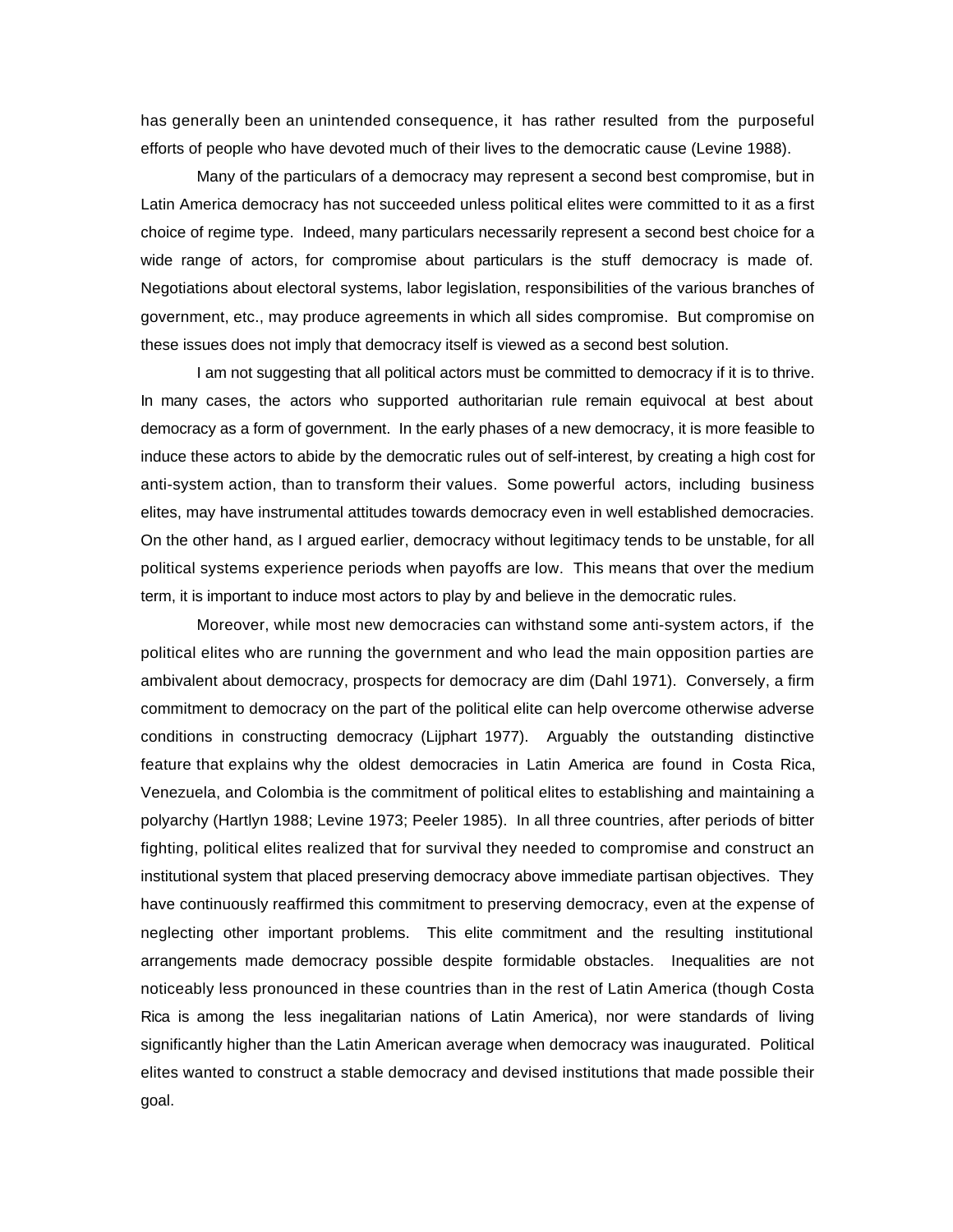has generally been an unintended consequence, it has rather resulted from the purposeful efforts of people who have devoted much of their lives to the democratic cause (Levine 1988).

Many of the particulars of a democracy may represent a second best compromise, but in Latin America democracy has not succeeded unless political elites were committed to it as a first choice of regime type. Indeed, many particulars necessarily represent a second best choice for a wide range of actors, for compromise about particulars is the stuff democracy is made of. Negotiations about electoral systems, labor legislation, responsibilities of the various branches of government, etc., may produce agreements in which all sides compromise. But compromise on these issues does not imply that democracy itself is viewed as a second best solution.

I am not suggesting that all political actors must be committed to democracy if it is to thrive. In many cases, the actors who supported authoritarian rule remain equivocal at best about democracy as a form of government. In the early phases of a new democracy, it is more feasible to induce these actors to abide by the democratic rules out of self-interest, by creating a high cost for anti-system action, than to transform their values. Some powerful actors, including business elites, may have instrumental attitudes towards democracy even in well established democracies. On the other hand, as I argued earlier, democracy without legitimacy tends to be unstable, for all political systems experience periods when payoffs are low. This means that over the medium term, it is important to induce most actors to play by and believe in the democratic rules.

Moreover, while most new democracies can withstand some anti-system actors, if the political elites who are running the government and who lead the main opposition parties are ambivalent about democracy, prospects for democracy are dim (Dahl 1971). Conversely, a firm commitment to democracy on the part of the political elite can help overcome otherwise adverse conditions in constructing democracy (Lijphart 1977). Arguably the outstanding distinctive feature that explains why the oldest democracies in Latin America are found in Costa Rica, Venezuela, and Colombia is the commitment of political elites to establishing and maintaining a polyarchy (Hartlyn 1988; Levine 1973; Peeler 1985). In all three countries, after periods of bitter fighting, political elites realized that for survival they needed to compromise and construct an institutional system that placed preserving democracy above immediate partisan objectives. They have continuously reaffirmed this commitment to preserving democracy, even at the expense of neglecting other important problems. This elite commitment and the resulting institutional arrangements made democracy possible despite formidable obstacles. Inequalities are not noticeably less pronounced in these countries than in the rest of Latin America (though Costa Rica is among the less inegalitarian nations of Latin America), nor were standards of living significantly higher than the Latin American average when democracy was inaugurated. Political elites wanted to construct a stable democracy and devised institutions that made possible their goal.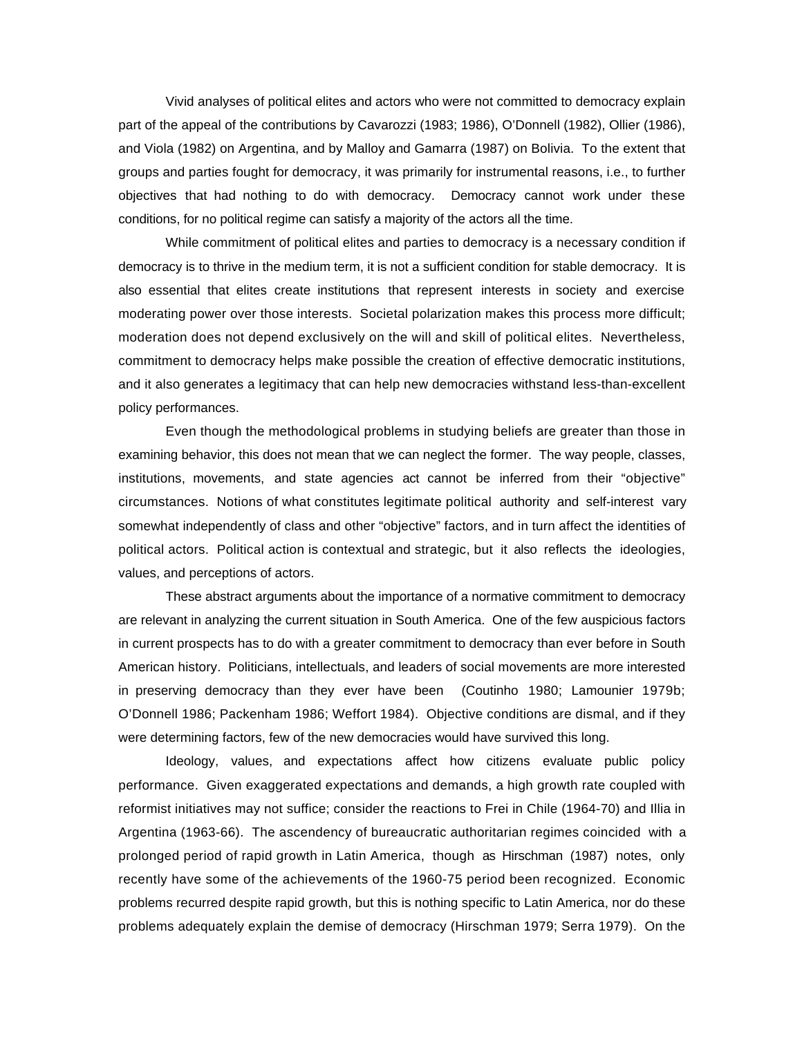Vivid analyses of political elites and actors who were not committed to democracy explain part of the appeal of the contributions by Cavarozzi (1983; 1986), O'Donnell (1982), Ollier (1986), and Viola (1982) on Argentina, and by Malloy and Gamarra (1987) on Bolivia. To the extent that groups and parties fought for democracy, it was primarily for instrumental reasons, i.e., to further objectives that had nothing to do with democracy. Democracy cannot work under these conditions, for no political regime can satisfy a majority of the actors all the time.

While commitment of political elites and parties to democracy is a necessary condition if democracy is to thrive in the medium term, it is not a sufficient condition for stable democracy. It is also essential that elites create institutions that represent interests in society and exercise moderating power over those interests. Societal polarization makes this process more difficult; moderation does not depend exclusively on the will and skill of political elites. Nevertheless, commitment to democracy helps make possible the creation of effective democratic institutions, and it also generates a legitimacy that can help new democracies withstand less-than-excellent policy performances.

Even though the methodological problems in studying beliefs are greater than those in examining behavior, this does not mean that we can neglect the former. The way people, classes, institutions, movements, and state agencies act cannot be inferred from their "objective" circumstances. Notions of what constitutes legitimate political authority and self-interest vary somewhat independently of class and other "objective" factors, and in turn affect the identities of political actors. Political action is contextual and strategic, but it also reflects the ideologies, values, and perceptions of actors.

These abstract arguments about the importance of a normative commitment to democracy are relevant in analyzing the current situation in South America. One of the few auspicious factors in current prospects has to do with a greater commitment to democracy than ever before in South American history. Politicians, intellectuals, and leaders of social movements are more interested in preserving democracy than they ever have been (Coutinho 1980; Lamounier 1979b; O'Donnell 1986; Packenham 1986; Weffort 1984). Objective conditions are dismal, and if they were determining factors, few of the new democracies would have survived this long.

Ideology, values, and expectations affect how citizens evaluate public policy performance. Given exaggerated expectations and demands, a high growth rate coupled with reformist initiatives may not suffice; consider the reactions to Frei in Chile (1964-70) and Illia in Argentina (1963-66). The ascendency of bureaucratic authoritarian regimes coincided with a prolonged period of rapid growth in Latin America, though as Hirschman (1987) notes, only recently have some of the achievements of the 1960-75 period been recognized. Economic problems recurred despite rapid growth, but this is nothing specific to Latin America, nor do these problems adequately explain the demise of democracy (Hirschman 1979; Serra 1979). On the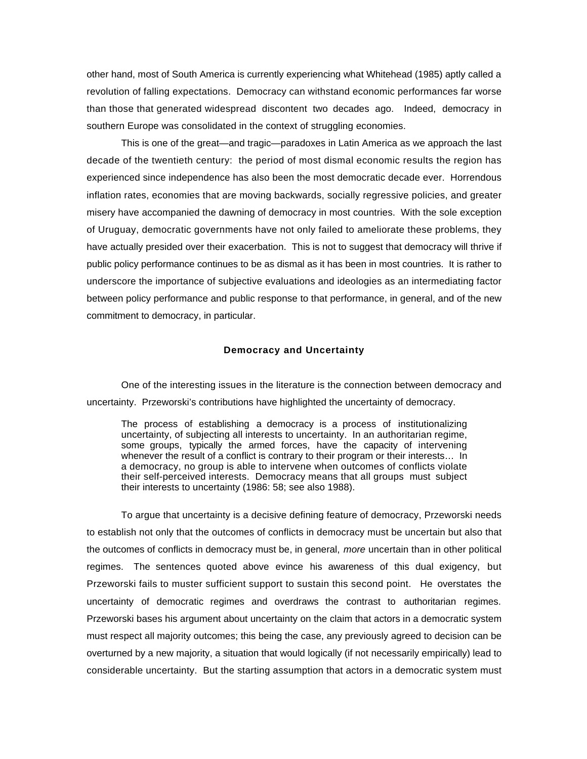other hand, most of South America is currently experiencing what Whitehead (1985) aptly called a revolution of falling expectations. Democracy can withstand economic performances far worse than those that generated widespread discontent two decades ago. Indeed, democracy in southern Europe was consolidated in the context of struggling economies.

This is one of the great—and tragic—paradoxes in Latin America as we approach the last decade of the twentieth century: the period of most dismal economic results the region has experienced since independence has also been the most democratic decade ever. Horrendous inflation rates, economies that are moving backwards, socially regressive policies, and greater misery have accompanied the dawning of democracy in most countries. With the sole exception of Uruguay, democratic governments have not only failed to ameliorate these problems, they have actually presided over their exacerbation. This is not to suggest that democracy will thrive if public policy performance continues to be as dismal as it has been in most countries. It is rather to underscore the importance of subjective evaluations and ideologies as an intermediating factor between policy performance and public response to that performance, in general, and of the new commitment to democracy, in particular.

### Democracy and Uncertainty

One of the interesting issues in the literature is the connection between democracy and uncertainty. Przeworski's contributions have highlighted the uncertainty of democracy.

> The process of establishing a democracy is a process of institutionalizing uncertainty, of subjecting all interests to uncertainty. In an authoritarian regime, some groups, typically the armed forces, have the capacity of intervening whenever the result of a conflict is contrary to their program or their interests… In a democracy, no group is able to intervene when outcomes of conflicts violate their self-perceived interests. Democracy means that all groups must subject their interests to uncertainty (1986: 58; see also 1988).

To argue that uncertainty is a decisive defining feature of democracy, Przeworski needs to establish not only that the outcomes of conflicts in democracy must be uncertain but also that the outcomes of conflicts in democracy must be, in general, *more* uncertain than in other political regimes. The sentences quoted above evince his awareness of this dual exigency, but Przeworski fails to muster sufficient support to sustain this second point. He overstates the uncertainty of democratic regimes and overdraws the contrast to authoritarian regimes. Przeworski bases his argument about uncertainty on the claim that actors in a democratic system must respect all majority outcomes; this being the case, any previously agreed to decision can be overturned by a new majority, a situation that would logically (if not necessarily empirically) lead to considerable uncertainty. But the starting assumption that actors in a democratic system must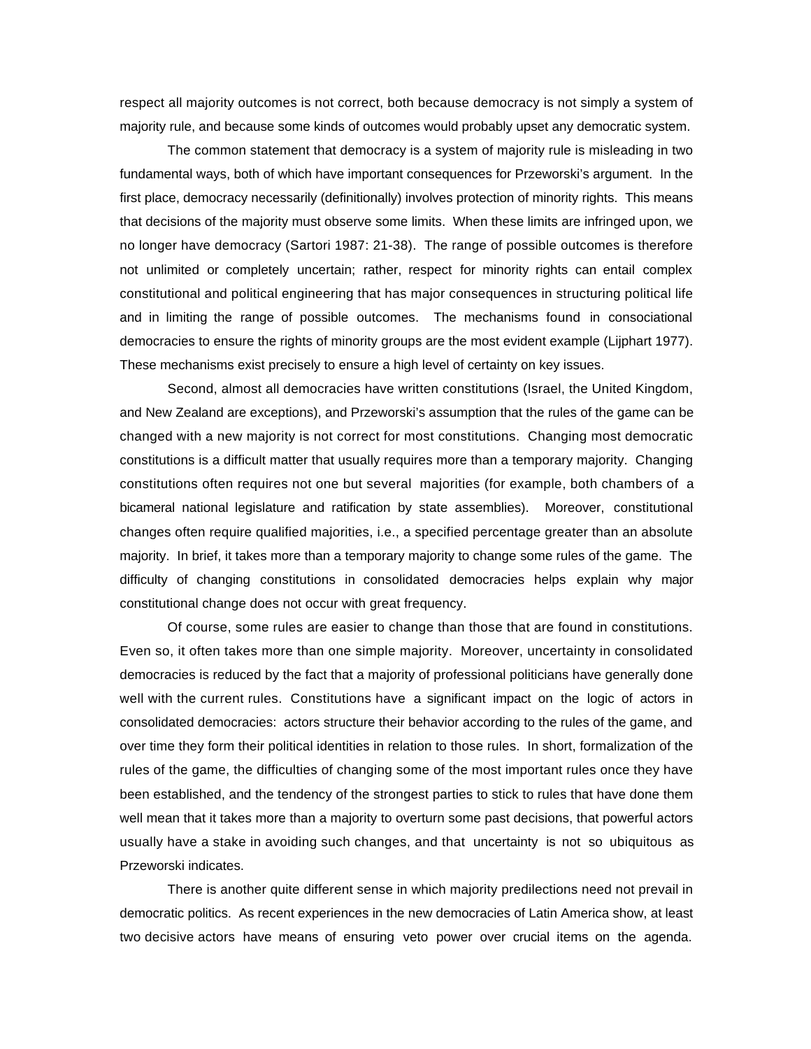respect all majority outcomes is not correct, both because democracy is not simply a system of majority rule, and because some kinds of outcomes would probably upset any democratic system.

The common statement that democracy is a system of majority rule is misleading in two fundamental ways, both of which have important consequences for Przeworski's argument. In the first place, democracy necessarily (definitionally) involves protection of minority rights. This means that decisions of the majority must observe some limits. When these limits are infringed upon, we no longer have democracy (Sartori 1987: 21-38). The range of possible outcomes is therefore not unlimited or completely uncertain; rather, respect for minority rights can entail complex constitutional and political engineering that has major consequences in structuring political life and in limiting the range of possible outcomes. The mechanisms found in consociational democracies to ensure the rights of minority groups are the most evident example (Lijphart 1977). These mechanisms exist precisely to ensure a high level of certainty on key issues.

Second, almost all democracies have written constitutions (Israel, the United Kingdom, and New Zealand are exceptions), and Przeworski's assumption that the rules of the game can be changed with a new majority is not correct for most constitutions. Changing most democratic constitutions is a difficult matter that usually requires more than a temporary majority. Changing constitutions often requires not one but several majorities (for example, both chambers of a bicameral national legislature and ratification by state assemblies). Moreover, constitutional changes often require qualified majorities, i.e., a specified percentage greater than an absolute majority. In brief, it takes more than a temporary majority to change some rules of the game. The difficulty of changing constitutions in consolidated democracies helps explain why major constitutional change does not occur with great frequency.

Of course, some rules are easier to change than those that are found in constitutions. Even so, it often takes more than one simple majority. Moreover, uncertainty in consolidated democracies is reduced by the fact that a majority of professional politicians have generally done well with the current rules. Constitutions have a significant impact on the logic of actors in consolidated democracies: actors structure their behavior according to the rules of the game, and over time they form their political identities in relation to those rules. In short, formalization of the rules of the game, the difficulties of changing some of the most important rules once they have been established, and the tendency of the strongest parties to stick to rules that have done them well mean that it takes more than a majority to overturn some past decisions, that powerful actors usually have a stake in avoiding such changes, and that uncertainty is not so ubiquitous as Przeworski indicates.

There is another quite different sense in which majority predilections need not prevail in democratic politics. As recent experiences in the new democracies of Latin America show, at least two decisive actors have means of ensuring veto power over crucial items on the agenda.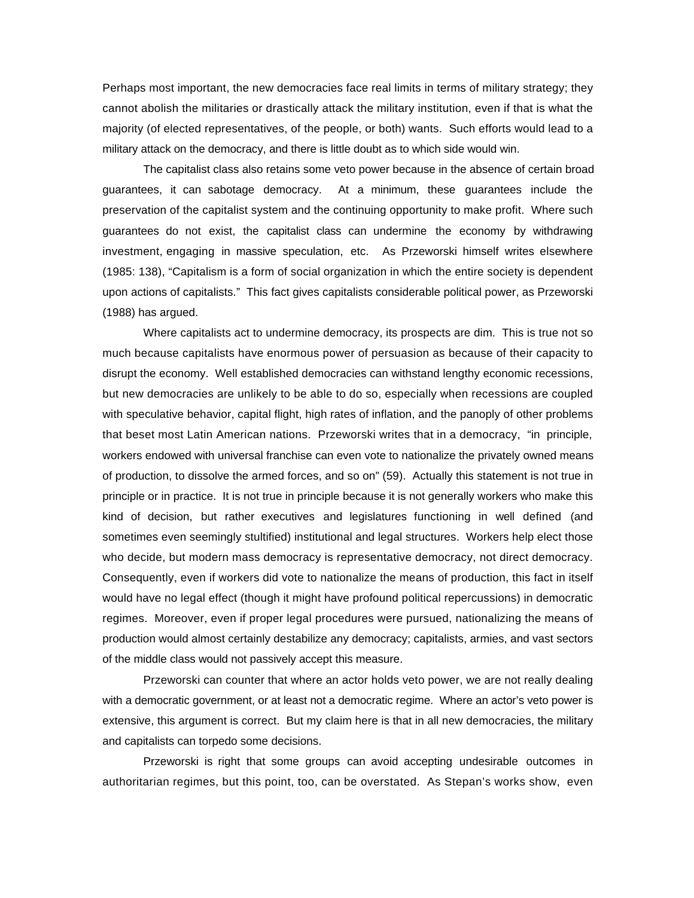Perhaps most important, the new democracies face real limits in terms of military strategy; they cannot abolish the militaries or drastically attack the military institution, even if that is what the majority (of elected representatives, of the people, or both) wants. Such efforts would lead to a military attack on the democracy, and there is little doubt as to which side would win.

The capitalist class also retains some veto power because in the absence of certain broad guarantees, it can sabotage democracy. At a minimum, these guarantees include the preservation of the capitalist system and the continuing opportunity to make profit. Where such guarantees do not exist, the capitalist class can undermine the economy by withdrawing investment, engaging in massive speculation, etc. As Przeworski himself writes elsewhere (1985: 138), "Capitalism is a form of social organization in which the entire society is dependent upon actions of capitalists." This fact gives capitalists considerable political power, as Przeworski (1988) has argued.

Where capitalists act to undermine democracy, its prospects are dim. This is true not so much because capitalists have enormous power of persuasion as because of their capacity to disrupt the economy. Well established democracies can withstand lengthy economic recessions, but new democracies are unlikely to be able to do so, especially when recessions are coupled with speculative behavior, capital flight, high rates of inflation, and the panoply of other problems that beset most Latin American nations. Przeworski writes that in a democracy, "in principle, workers endowed with universal franchise can even vote to nationalize the privately owned means of production, to dissolve the armed forces, and so on" (59). Actually this statement is not true in principle or in practice. It is not true in principle because it is not generally workers who make this kind of decision, but rather executives and legislatures functioning in well defined (and sometimes even seemingly stultified) institutional and legal structures. Workers help elect those who decide, but modern mass democracy is representative democracy, not direct democracy. Consequently, even if workers did vote to nationalize the means of production, this fact in itself would have no legal effect (though it might have profound political repercussions) in democratic regimes. Moreover, even if proper legal procedures were pursued, nationalizing the means of production would almost certainly destabilize any democracy; capitalists, armies, and vast sectors of the middle class would not passively accept this measure.

Przeworski can counter that where an actor holds veto power, we are not really dealing with a democratic government, or at least not a democratic regime. Where an actor's veto power is extensive, this argument is correct. But my claim here is that in all new democracies, the military and capitalists can torpedo some decisions.

Przeworski is right that some groups can avoid accepting undesirable outcomes in authoritarian regimes, but this point, too, can be overstated. As Stepan's works show, even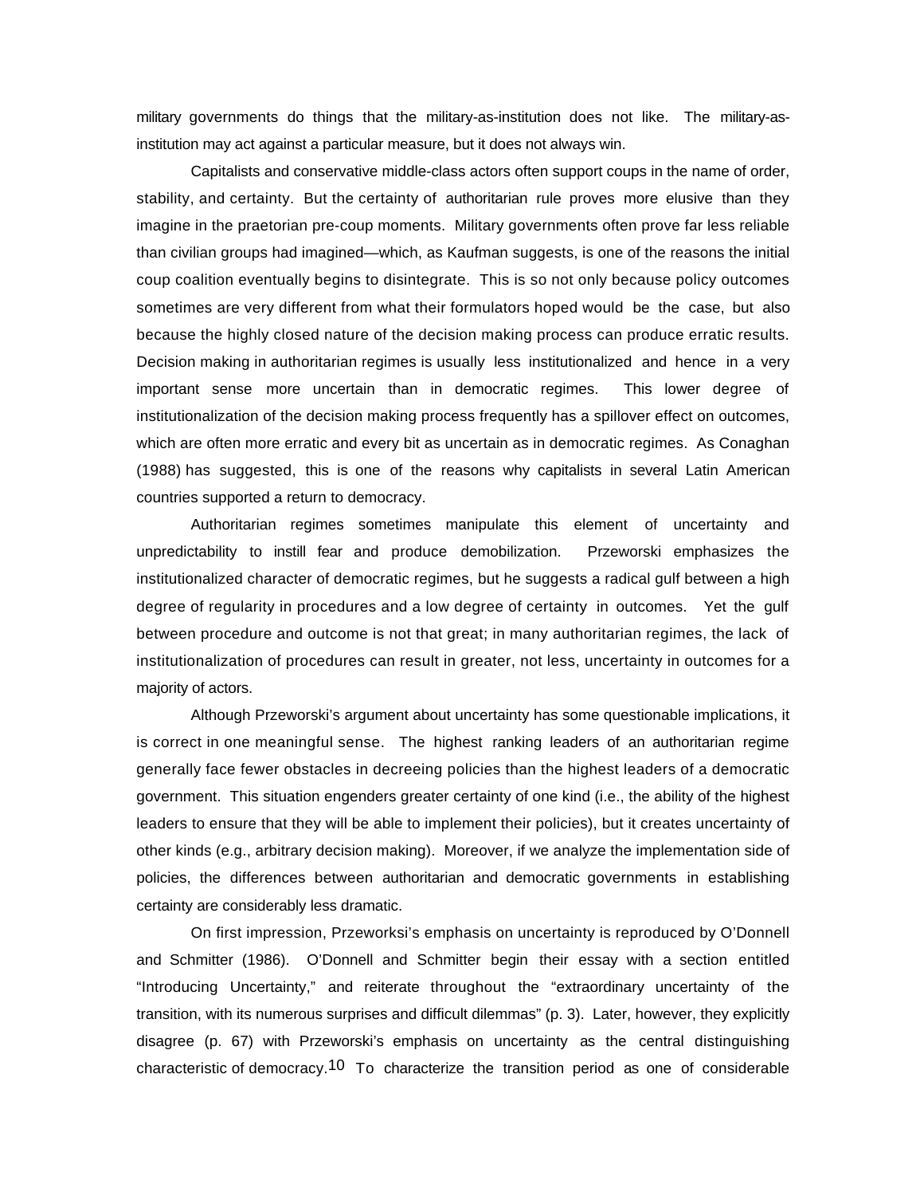military governments do things that the military-as-institution does not like. The military-as-institution may act against a particular measure, but it does not always win.

Capitalists and conservative middle-class actors often support coups in the name of order, stability, and certainty. But the certainty of authoritarian rule proves more elusive than they imagine in the praetorian pre-coup moments. Military governments often prove far less reliable than civilian groups had imagined—which, as Kaufman suggests, is one of the reasons the initial coup coalition eventually begins to disintegrate. This is so not only because policy outcomes sometimes are very different from what their formulators hoped would be the case, but also because the highly closed nature of the decision making process can produce erratic results. Decision making in authoritarian regimes is usually less institutionalized and hence in a very important sense more uncertain than in democratic regimes. This lower degree of institutionalization of the decision making process frequently has a spillover effect on outcomes, which are often more erratic and every bit as uncertain as in democratic regimes. As Conaghan (1988) has suggested, this is one of the reasons why capitalists in several Latin American countries supported a return to democracy.

Authoritarian regimes sometimes manipulate this element of uncertainty and unpredictability to instill fear and produce demobilization. Przeworski emphasizes the institutionalized character of democratic regimes, but he suggests a radical gulf between a high degree of regularity in procedures and a low degree of certainty in outcomes. Yet the gulf between procedure and outcome is not that great; in many authoritarian regimes, the lack of institutionalization of procedures can result in greater, not less, uncertainty in outcomes for a majority of actors.

Although Przeworski's argument about uncertainty has some questionable implications, it is correct in one meaningful sense. The highest ranking leaders of an authoritarian regime generally face fewer obstacles in decreeing policies than the highest leaders of a democratic government. This situation engenders greater certainty of one kind (i.e., the ability of the highest leaders to ensure that they will be able to implement their policies), but it creates uncertainty of other kinds (e.g., arbitrary decision making). Moreover, if we analyze the implementation side of policies, the differences between authoritarian and democratic governments in establishing certainty are considerably less dramatic.

On first impression, Przeworksi's emphasis on uncertainty is reproduced by O'Donnell and Schmitter (1986). O'Donnell and Schmitter begin their essay with a section entitled "Introducing Uncertainty," and reiterate throughout the "extraordinary uncertainty of the transition, with its numerous surprises and difficult dilemmas" (p. 3). Later, however, they explicitly disagree (p. 67) with Przeworski's emphasis on uncertainty as the central distinguishing characteristic of democracy.[10] To characterize the transition period as one of considerable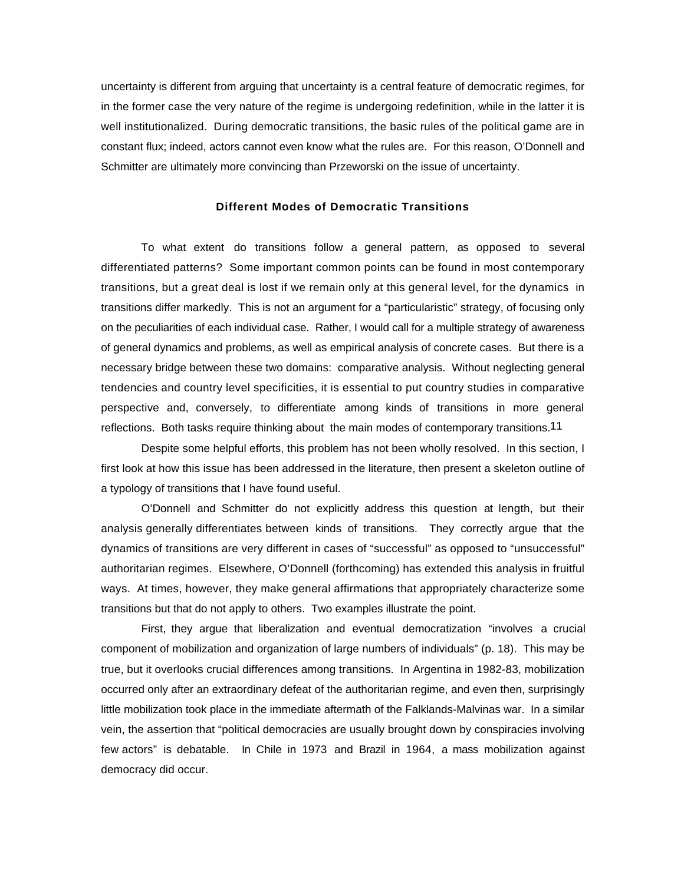uncertainty is different from arguing that uncertainty is a central feature of democratic regimes, for in the former case the very nature of the regime is undergoing redefinition, while in the latter it is well institutionalized. During democratic transitions, the basic rules of the political game are in constant flux; indeed, actors cannot even know what the rules are. For this reason, O'Donnell and Schmitter are ultimately more convincing than Przeworski on the issue of uncertainty.

### Different Modes of Democratic Transitions

To what extent do transitions follow a general pattern, as opposed to several differentiated patterns? Some important common points can be found in most contemporary transitions, but a great deal is lost if we remain only at this general level, for the dynamics in transitions differ markedly. This is not an argument for a "particularistic" strategy, of focusing only on the peculiarities of each individual case. Rather, I would call for a multiple strategy of awareness of general dynamics and problems, as well as empirical analysis of concrete cases. But there is a necessary bridge between these two domains: comparative analysis. Without neglecting general tendencies and country level specificities, it is essential to put country studies in comparative perspective and, conversely, to differentiate among kinds of transitions in more general reflections. Both tasks require thinking about the main modes of contemporary transitions.[11]

Despite some helpful efforts, this problem has not been wholly resolved. In this section, I first look at how this issue has been addressed in the literature, then present a skeleton outline of a typology of transitions that I have found useful.

O'Donnell and Schmitter do not explicitly address this question at length, but their analysis generally differentiates between kinds of transitions. They correctly argue that the dynamics of transitions are very different in cases of "successful" as opposed to "unsuccessful" authoritarian regimes. Elsewhere, O'Donnell (forthcoming) has extended this analysis in fruitful ways. At times, however, they make general affirmations that appropriately characterize some transitions but that do not apply to others. Two examples illustrate the point.

First, they argue that liberalization and eventual democratization "involves a crucial component of mobilization and organization of large numbers of individuals" (p. 18). This may be true, but it overlooks crucial differences among transitions. In Argentina in 1982-83, mobilization occurred only after an extraordinary defeat of the authoritarian regime, and even then, surprisingly little mobilization took place in the immediate aftermath of the Falklands-Malvinas war. In a similar vein, the assertion that "political democracies are usually brought down by conspiracies involving few actors" is debatable. In Chile in 1973 and Brazil in 1964, a mass mobilization against democracy did occur.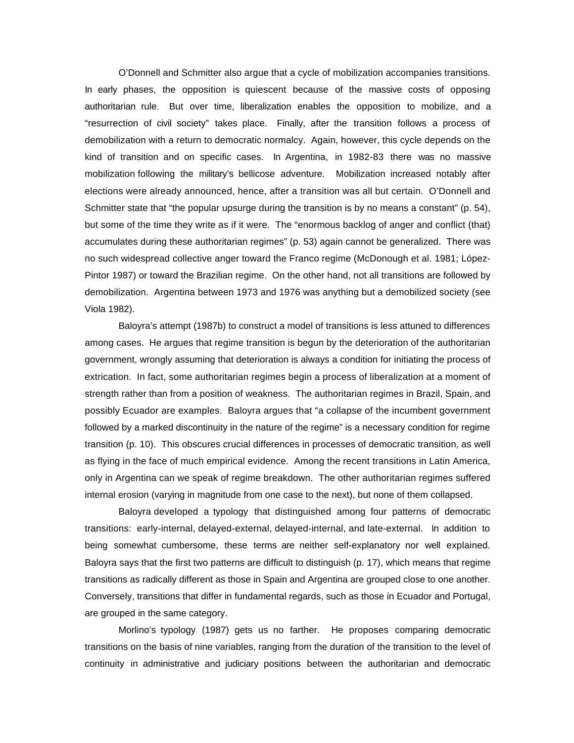O'Donnell and Schmitter also argue that a cycle of mobilization accompanies transitions. In early phases, the opposition is quiescent because of the massive costs of opposing authoritarian rule. But over time, liberalization enables the opposition to mobilize, and a "resurrection of civil society" takes place. Finally, after the transition follows a process of demobilization with a return to democratic normalcy. Again, however, this cycle depends on the kind of transition and on specific cases. In Argentina, in 1982-83 there was no massive mobilization following the military's bellicose adventure. Mobilization increased notably after elections were already announced, hence, after a transition was all but certain. O'Donnell and Schmitter state that "the popular upsurge during the transition is by no means a constant" (p. 54), but some of the time they write as if it were. The "enormous backlog of anger and conflict (that) accumulates during these authoritarian regimes" (p. 53) again cannot be generalized. There was no such widespread collective anger toward the Franco regime (McDonough et al. 1981; López-Pintor 1987) or toward the Brazilian regime. On the other hand, not all transitions are followed by demobilization. Argentina between 1973 and 1976 was anything but a demobilized society (see Viola 1982).

Baloyra's attempt (1987b) to construct a model of transitions is less attuned to differences among cases. He argues that regime transition is begun by the deterioration of the authoritarian government, wrongly assuming that deterioration is always a condition for initiating the process of extrication. In fact, some authoritarian regimes begin a process of liberalization at a moment of strength rather than from a position of weakness. The authoritarian regimes in Brazil, Spain, and possibly Ecuador are examples. Baloyra argues that "a collapse of the incumbent government followed by a marked discontinuity in the nature of the regime" is a necessary condition for regime transition (p. 10). This obscures crucial differences in processes of democratic transition, as well as flying in the face of much empirical evidence. Among the recent transitions in Latin America, only in Argentina can we speak of regime breakdown. The other authoritarian regimes suffered internal erosion (varying in magnitude from one case to the next), but none of them collapsed.

Baloyra developed a typology that distinguished among four patterns of democratic transitions: early-internal, delayed-external, delayed-internal, and late-external. In addition to being somewhat cumbersome, these terms are neither self-explanatory nor well explained. Baloyra says that the first two patterns are difficult to distinguish (p. 17), which means that regime transitions as radically different as those in Spain and Argentina are grouped close to one another. Conversely, transitions that differ in fundamental regards, such as those in Ecuador and Portugal, are grouped in the same category.

Morlino's typology (1987) gets us no farther. He proposes comparing democratic transitions on the basis of nine variables, ranging from the duration of the transition to the level of continuity in administrative and judiciary positions between the authoritarian and democratic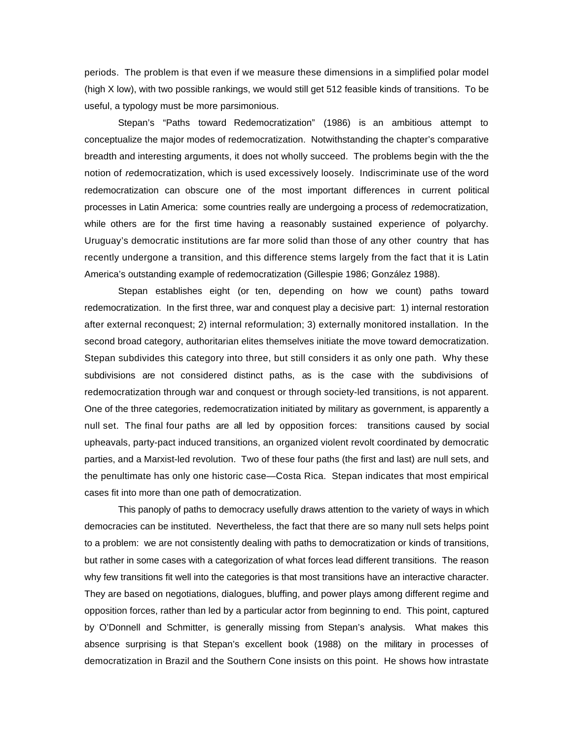periods. The problem is that even if we measure these dimensions in a simplified polar model (high X low), with two possible rankings, we would still get 512 feasible kinds of transitions. To be useful, a typology must be more parsimonious.

Stepan's "Paths toward Redemocratization" (1986) is an ambitious attempt to conceptualize the major modes of redemocratization. Notwithstanding the chapter's comparative breadth and interesting arguments, it does not wholly succeed. The problems begin with the the notion of *re*democratization, which is used excessively loosely. Indiscriminate use of the word redemocratization can obscure one of the most important differences in current political processes in Latin America: some countries really are undergoing a process of *re*democratization, while others are for the first time having a reasonably sustained experience of polyarchy. Uruguay's democratic institutions are far more solid than those of any other country that has recently undergone a transition, and this difference stems largely from the fact that it is Latin America's outstanding example of redemocratization (Gillespie 1986; González 1988).

Stepan establishes eight (or ten, depending on how we count) paths toward redemocratization. In the first three, war and conquest play a decisive part: 1) internal restoration after external reconquest; 2) internal reformulation; 3) externally monitored installation. In the second broad category, authoritarian elites themselves initiate the move toward democratization. Stepan subdivides this category into three, but still considers it as only one path. Why these subdivisions are not considered distinct paths, as is the case with the subdivisions of redemocratization through war and conquest or through society-led transitions, is not apparent. One of the three categories, redemocratization initiated by military as government, is apparently a null set. The final four paths are all led by opposition forces: transitions caused by social upheavals, party-pact induced transitions, an organized violent revolt coordinated by democratic parties, and a Marxist-led revolution. Two of these four paths (the first and last) are null sets, and the penultimate has only one historic case—Costa Rica. Stepan indicates that most empirical cases fit into more than one path of democratization.

This panoply of paths to democracy usefully draws attention to the variety of ways in which democracies can be instituted. Nevertheless, the fact that there are so many null sets helps point to a problem: we are not consistently dealing with paths to democratization or kinds of transitions, but rather in some cases with a categorization of what forces lead different transitions. The reason why few transitions fit well into the categories is that most transitions have an interactive character. They are based on negotiations, dialogues, bluffing, and power plays among different regime and opposition forces, rather than led by a particular actor from beginning to end. This point, captured by O'Donnell and Schmitter, is generally missing from Stepan's analysis. What makes this absence surprising is that Stepan's excellent book (1988) on the military in processes of democratization in Brazil and the Southern Cone insists on this point. He shows how intrastate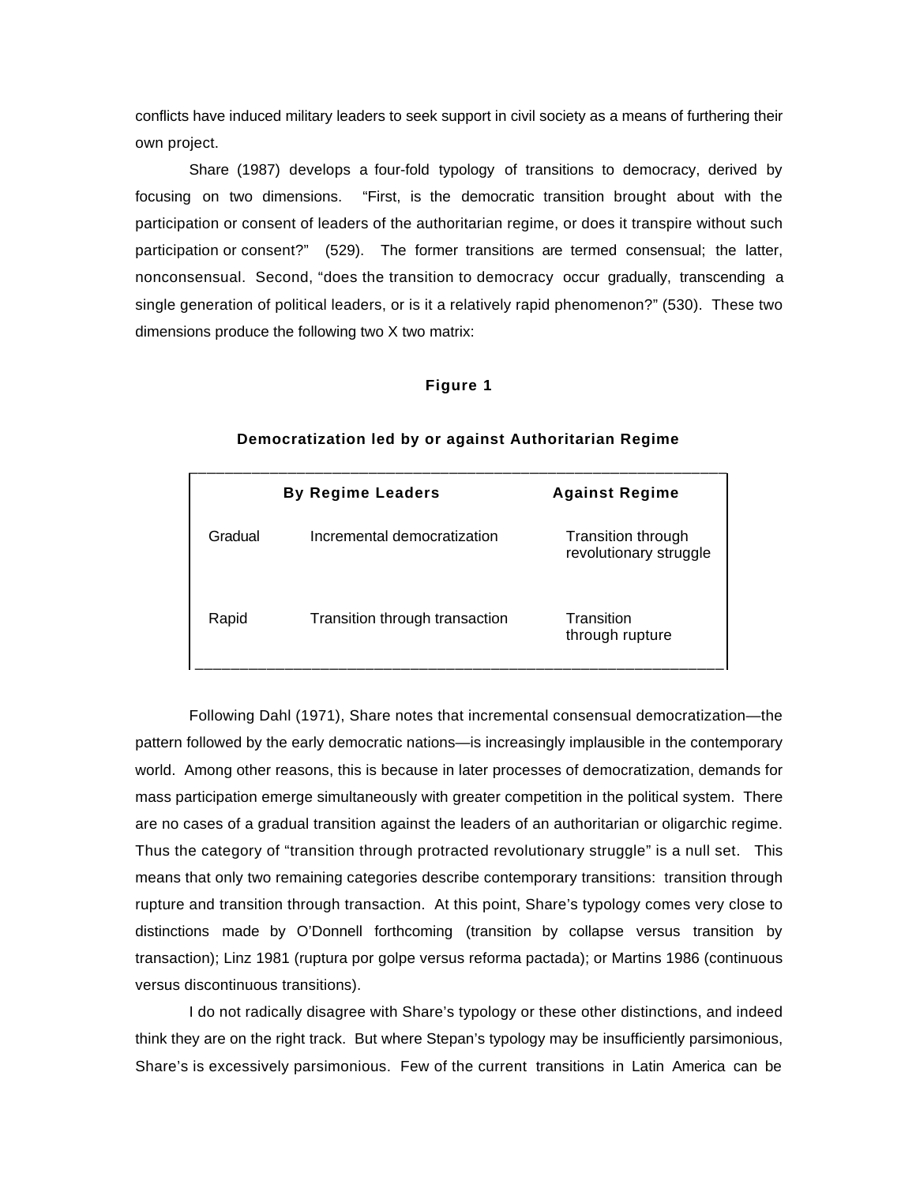conflicts have induced military leaders to seek support in civil society as a means of furthering their own project.

Share (1987) develops a four-fold typology of transitions to democracy, derived by focusing on two dimensions. "First, is the democratic transition brought about with the participation or consent of leaders of the authoritarian regime, or does it transpire without such participation or consent?" (529). The former transitions are termed consensual; the latter, nonconsensual. Second, "does the transition to democracy occur gradually, transcending a single generation of political leaders, or is it a relatively rapid phenomenon?" (530). These two dimensions produce the following two X two matrix:

**Figure 1**

**Democratization led by or against Authoritarian Regime**

| | **By Regime Leaders** | **Against Regime** |
|---|---|---|
| Gradual | Incremental democratization | Transition through revolutionary struggle |
| Rapid | Transition through transaction | Transition through rupture |

Following Dahl (1971), Share notes that incremental consensual democratization—the pattern followed by the early democratic nations—is increasingly implausible in the contemporary world. Among other reasons, this is because in later processes of democratization, demands for mass participation emerge simultaneously with greater competition in the political system. There are no cases of a gradual transition against the leaders of an authoritarian or oligarchic regime. Thus the category of "transition through protracted revolutionary struggle" is a null set. This means that only two remaining categories describe contemporary transitions: transition through rupture and transition through transaction. At this point, Share's typology comes very close to distinctions made by O'Donnell forthcoming (transition by collapse versus transition by transaction); Linz 1981 (ruptura por golpe versus reforma pactada); or Martins 1986 (continuous versus discontinuous transitions).

I do not radically disagree with Share's typology or these other distinctions, and indeed think they are on the right track. But where Stepan's typology may be insufficiently parsimonious, Share's is excessively parsimonious. Few of the current transitions in Latin America can be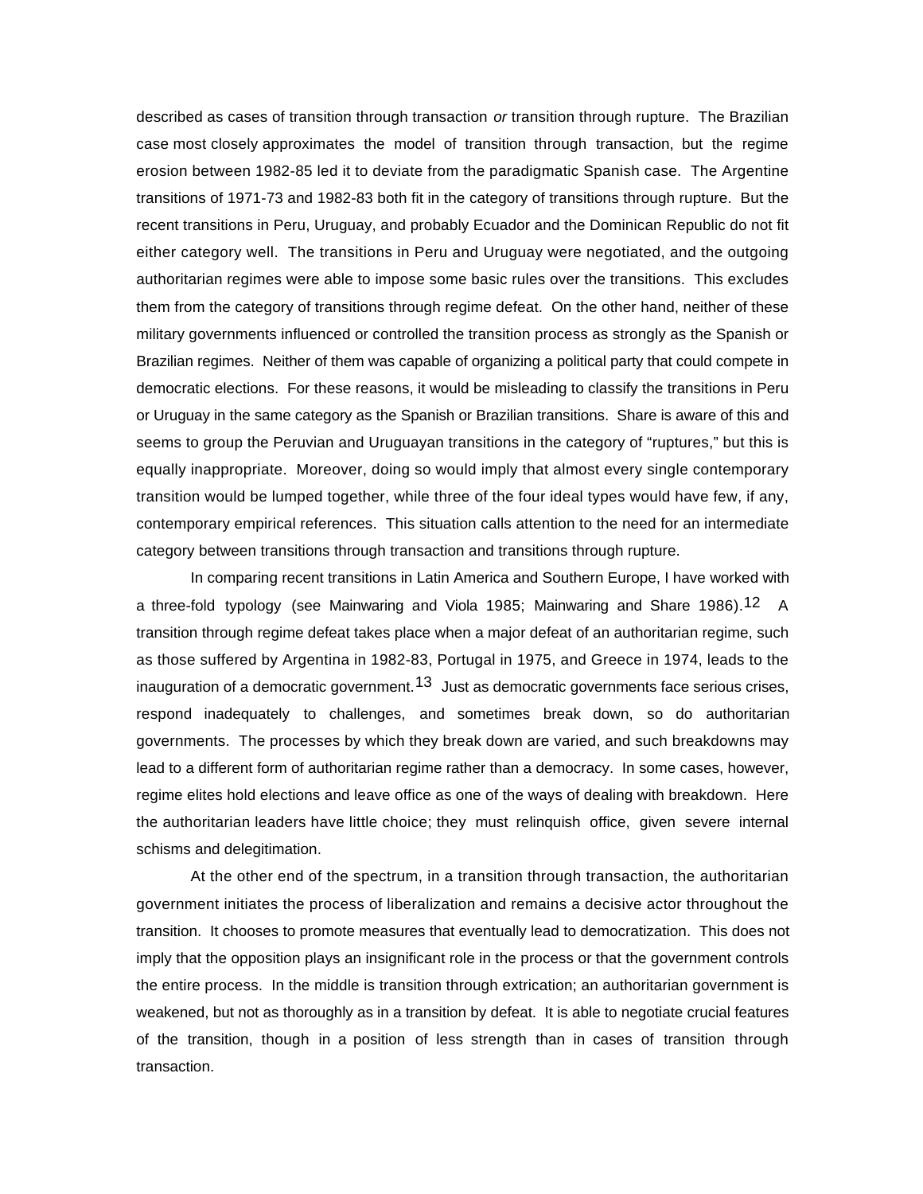described as cases of transition through transaction *or* transition through rupture. The Brazilian case most closely approximates the model of transition through transaction, but the regime erosion between 1982-85 led it to deviate from the paradigmatic Spanish case. The Argentine transitions of 1971-73 and 1982-83 both fit in the category of transitions through rupture. But the recent transitions in Peru, Uruguay, and probably Ecuador and the Dominican Republic do not fit either category well. The transitions in Peru and Uruguay were negotiated, and the outgoing authoritarian regimes were able to impose some basic rules over the transitions. This excludes them from the category of transitions through regime defeat. On the other hand, neither of these military governments influenced or controlled the transition process as strongly as the Spanish or Brazilian regimes. Neither of them was capable of organizing a political party that could compete in democratic elections. For these reasons, it would be misleading to classify the transitions in Peru or Uruguay in the same category as the Spanish or Brazilian transitions. Share is aware of this and seems to group the Peruvian and Uruguayan transitions in the category of "ruptures," but this is equally inappropriate. Moreover, doing so would imply that almost every single contemporary transition would be lumped together, while three of the four ideal types would have few, if any, contemporary empirical references. This situation calls attention to the need for an intermediate category between transitions through transaction and transitions through rupture.

In comparing recent transitions in Latin America and Southern Europe, I have worked with a three-fold typology (see Mainwaring and Viola 1985; Mainwaring and Share 1986).[12] A transition through regime defeat takes place when a major defeat of an authoritarian regime, such as those suffered by Argentina in 1982-83, Portugal in 1975, and Greece in 1974, leads to the inauguration of a democratic government.[13] Just as democratic governments face serious crises, respond inadequately to challenges, and sometimes break down, so do authoritarian governments. The processes by which they break down are varied, and such breakdowns may lead to a different form of authoritarian regime rather than a democracy. In some cases, however, regime elites hold elections and leave office as one of the ways of dealing with breakdown. Here the authoritarian leaders have little choice; they must relinquish office, given severe internal schisms and delegitimation.

At the other end of the spectrum, in a transition through transaction, the authoritarian government initiates the process of liberalization and remains a decisive actor throughout the transition. It chooses to promote measures that eventually lead to democratization. This does not imply that the opposition plays an insignificant role in the process or that the government controls the entire process. In the middle is transition through extrication; an authoritarian government is weakened, but not as thoroughly as in a transition by defeat. It is able to negotiate crucial features of the transition, though in a position of less strength than in cases of transition through transaction.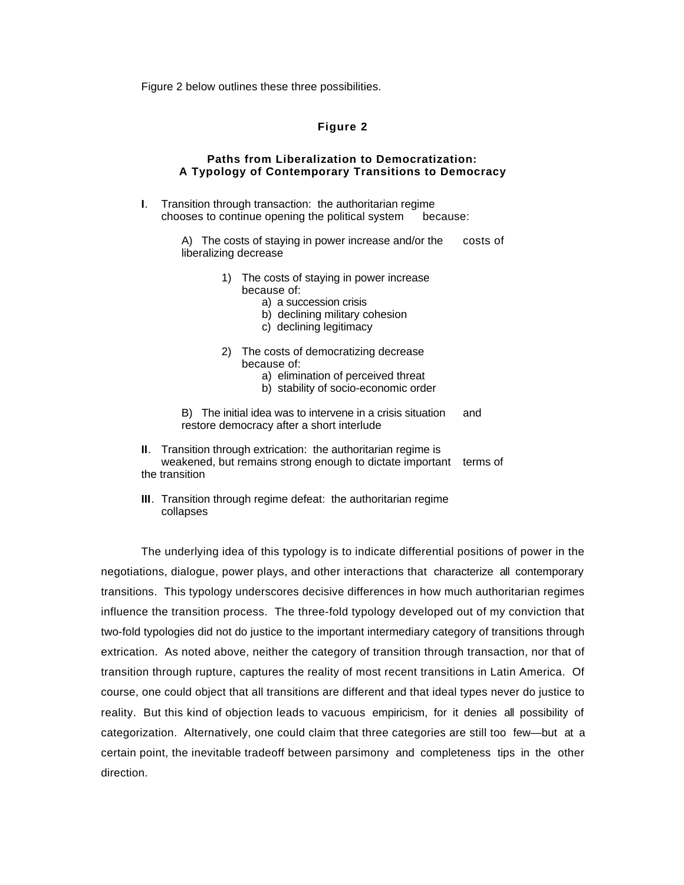Figure 2 below outlines these three possibilities.

**Figure 2**

**Paths from Liberalization to Democratization:**
**A Typology of Contemporary Transitions to Democracy**

**I**. Transition through transaction: the authoritarian regime chooses to continue opening the political system because:

- A) The costs of staying in power increase and/or the costs of liberalizing decrease
  - 1) The costs of staying in power increase because of:
    - a) a succession crisis
    - b) declining military cohesion
    - c) declining legitimacy
  - 2) The costs of democratizing decrease because of:
    - a) elimination of perceived threat
    - b) stability of socio-economic order
- B) The initial idea was to intervene in a crisis situation and restore democracy after a short interlude

**II**. Transition through extrication: the authoritarian regime is weakened, but remains strong enough to dictate important terms of the transition

**III**. Transition through regime defeat: the authoritarian regime collapses

The underlying idea of this typology is to indicate differential positions of power in the negotiations, dialogue, power plays, and other interactions that characterize all contemporary transitions. This typology underscores decisive differences in how much authoritarian regimes influence the transition process. The three-fold typology developed out of my conviction that two-fold typologies did not do justice to the important intermediary category of transitions through extrication. As noted above, neither the category of transition through transaction, nor that of transition through rupture, captures the reality of most recent transitions in Latin America. Of course, one could object that all transitions are different and that ideal types never do justice to reality. But this kind of objection leads to vacuous empiricism, for it denies all possibility of categorization. Alternatively, one could claim that three categories are still too few—but at a certain point, the inevitable tradeoff between parsimony and completeness tips in the other direction.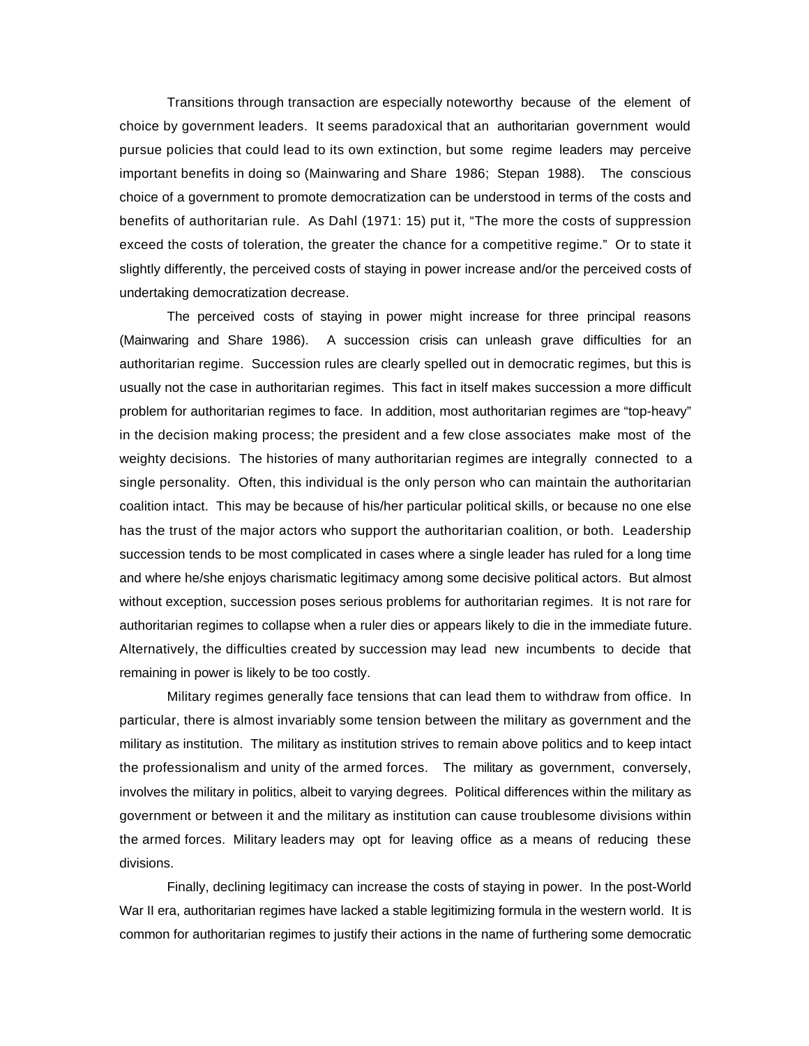Transitions through transaction are especially noteworthy because of the element of choice by government leaders. It seems paradoxical that an authoritarian government would pursue policies that could lead to its own extinction, but some regime leaders may perceive important benefits in doing so (Mainwaring and Share 1986; Stepan 1988). The conscious choice of a government to promote democratization can be understood in terms of the costs and benefits of authoritarian rule. As Dahl (1971: 15) put it, "The more the costs of suppression exceed the costs of toleration, the greater the chance for a competitive regime." Or to state it slightly differently, the perceived costs of staying in power increase and/or the perceived costs of undertaking democratization decrease.

The perceived costs of staying in power might increase for three principal reasons (Mainwaring and Share 1986). A succession crisis can unleash grave difficulties for an authoritarian regime. Succession rules are clearly spelled out in democratic regimes, but this is usually not the case in authoritarian regimes. This fact in itself makes succession a more difficult problem for authoritarian regimes to face. In addition, most authoritarian regimes are "top-heavy" in the decision making process; the president and a few close associates make most of the weighty decisions. The histories of many authoritarian regimes are integrally connected to a single personality. Often, this individual is the only person who can maintain the authoritarian coalition intact. This may be because of his/her particular political skills, or because no one else has the trust of the major actors who support the authoritarian coalition, or both. Leadership succession tends to be most complicated in cases where a single leader has ruled for a long time and where he/she enjoys charismatic legitimacy among some decisive political actors. But almost without exception, succession poses serious problems for authoritarian regimes. It is not rare for authoritarian regimes to collapse when a ruler dies or appears likely to die in the immediate future. Alternatively, the difficulties created by succession may lead new incumbents to decide that remaining in power is likely to be too costly.

Military regimes generally face tensions that can lead them to withdraw from office. In particular, there is almost invariably some tension between the military as government and the military as institution. The military as institution strives to remain above politics and to keep intact the professionalism and unity of the armed forces. The military as government, conversely, involves the military in politics, albeit to varying degrees. Political differences within the military as government or between it and the military as institution can cause troublesome divisions within the armed forces. Military leaders may opt for leaving office as a means of reducing these divisions.

Finally, declining legitimacy can increase the costs of staying in power. In the post-World War II era, authoritarian regimes have lacked a stable legitimizing formula in the western world. It is common for authoritarian regimes to justify their actions in the name of furthering some democratic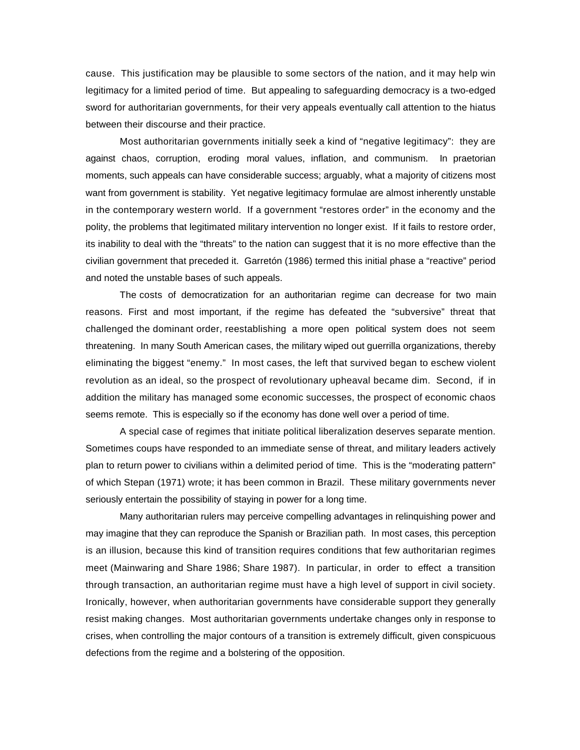cause. This justification may be plausible to some sectors of the nation, and it may help win legitimacy for a limited period of time. But appealing to safeguarding democracy is a two-edged sword for authoritarian governments, for their very appeals eventually call attention to the hiatus between their discourse and their practice.

Most authoritarian governments initially seek a kind of "negative legitimacy": they are against chaos, corruption, eroding moral values, inflation, and communism. In praetorian moments, such appeals can have considerable success; arguably, what a majority of citizens most want from government is stability. Yet negative legitimacy formulae are almost inherently unstable in the contemporary western world. If a government "restores order" in the economy and the polity, the problems that legitimated military intervention no longer exist. If it fails to restore order, its inability to deal with the "threats" to the nation can suggest that it is no more effective than the civilian government that preceded it. Garretón (1986) termed this initial phase a "reactive" period and noted the unstable bases of such appeals.

The costs of democratization for an authoritarian regime can decrease for two main reasons. First and most important, if the regime has defeated the "subversive" threat that challenged the dominant order, reestablishing a more open political system does not seem threatening. In many South American cases, the military wiped out guerrilla organizations, thereby eliminating the biggest "enemy." In most cases, the left that survived began to eschew violent revolution as an ideal, so the prospect of revolutionary upheaval became dim. Second, if in addition the military has managed some economic successes, the prospect of economic chaos seems remote. This is especially so if the economy has done well over a period of time.

A special case of regimes that initiate political liberalization deserves separate mention. Sometimes coups have responded to an immediate sense of threat, and military leaders actively plan to return power to civilians within a delimited period of time. This is the "moderating pattern" of which Stepan (1971) wrote; it has been common in Brazil. These military governments never seriously entertain the possibility of staying in power for a long time.

Many authoritarian rulers may perceive compelling advantages in relinquishing power and may imagine that they can reproduce the Spanish or Brazilian path. In most cases, this perception is an illusion, because this kind of transition requires conditions that few authoritarian regimes meet (Mainwaring and Share 1986; Share 1987). In particular, in order to effect a transition through transaction, an authoritarian regime must have a high level of support in civil society. Ironically, however, when authoritarian governments have considerable support they generally resist making changes. Most authoritarian governments undertake changes only in response to crises, when controlling the major contours of a transition is extremely difficult, given conspicuous defections from the regime and a bolstering of the opposition.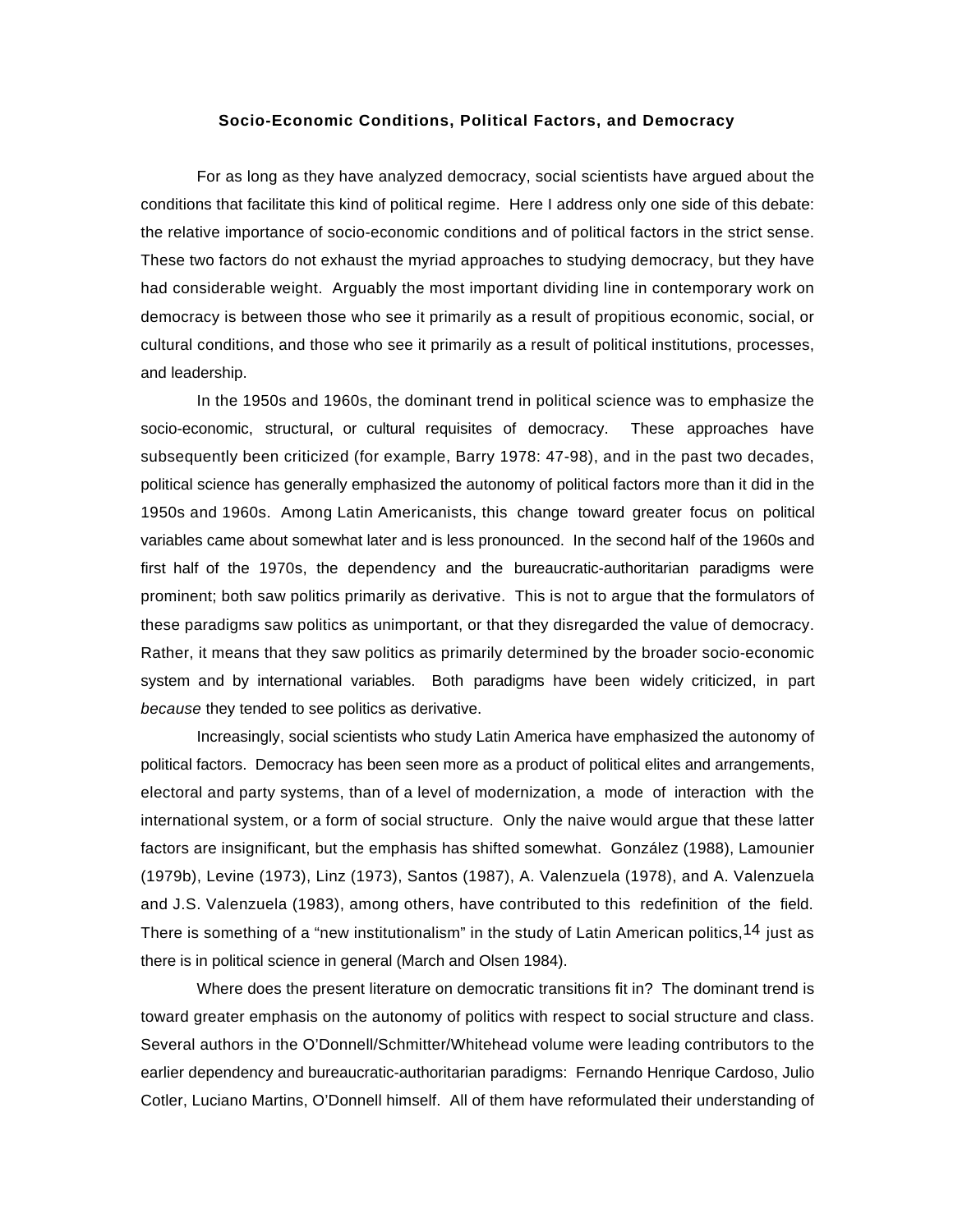## Socio-Economic Conditions, Political Factors, and Democracy

For as long as they have analyzed democracy, social scientists have argued about the conditions that facilitate this kind of political regime. Here I address only one side of this debate: the relative importance of socio-economic conditions and of political factors in the strict sense. These two factors do not exhaust the myriad approaches to studying democracy, but they have had considerable weight. Arguably the most important dividing line in contemporary work on democracy is between those who see it primarily as a result of propitious economic, social, or cultural conditions, and those who see it primarily as a result of political institutions, processes, and leadership.

In the 1950s and 1960s, the dominant trend in political science was to emphasize the socio-economic, structural, or cultural requisites of democracy. These approaches have subsequently been criticized (for example, Barry 1978: 47-98), and in the past two decades, political science has generally emphasized the autonomy of political factors more than it did in the 1950s and 1960s. Among Latin Americanists, this change toward greater focus on political variables came about somewhat later and is less pronounced. In the second half of the 1960s and first half of the 1970s, the dependency and the bureaucratic-authoritarian paradigms were prominent; both saw politics primarily as derivative. This is not to argue that the formulators of these paradigms saw politics as unimportant, or that they disregarded the value of democracy. Rather, it means that they saw politics as primarily determined by the broader socio-economic system and by international variables. Both paradigms have been widely criticized, in part *because* they tended to see politics as derivative.

Increasingly, social scientists who study Latin America have emphasized the autonomy of political factors. Democracy has been seen more as a product of political elites and arrangements, electoral and party systems, than of a level of modernization, a mode of interaction with the international system, or a form of social structure. Only the naive would argue that these latter factors are insignificant, but the emphasis has shifted somewhat. González (1988), Lamounier (1979b), Levine (1973), Linz (1973), Santos (1987), A. Valenzuela (1978), and A. Valenzuela and J.S. Valenzuela (1983), among others, have contributed to this redefinition of the field. There is something of a "new institutionalism" in the study of Latin American politics,[14] just as there is in political science in general (March and Olsen 1984).

Where does the present literature on democratic transitions fit in? The dominant trend is toward greater emphasis on the autonomy of politics with respect to social structure and class. Several authors in the O'Donnell/Schmitter/Whitehead volume were leading contributors to the earlier dependency and bureaucratic-authoritarian paradigms: Fernando Henrique Cardoso, Julio Cotler, Luciano Martins, O'Donnell himself. All of them have reformulated their understanding of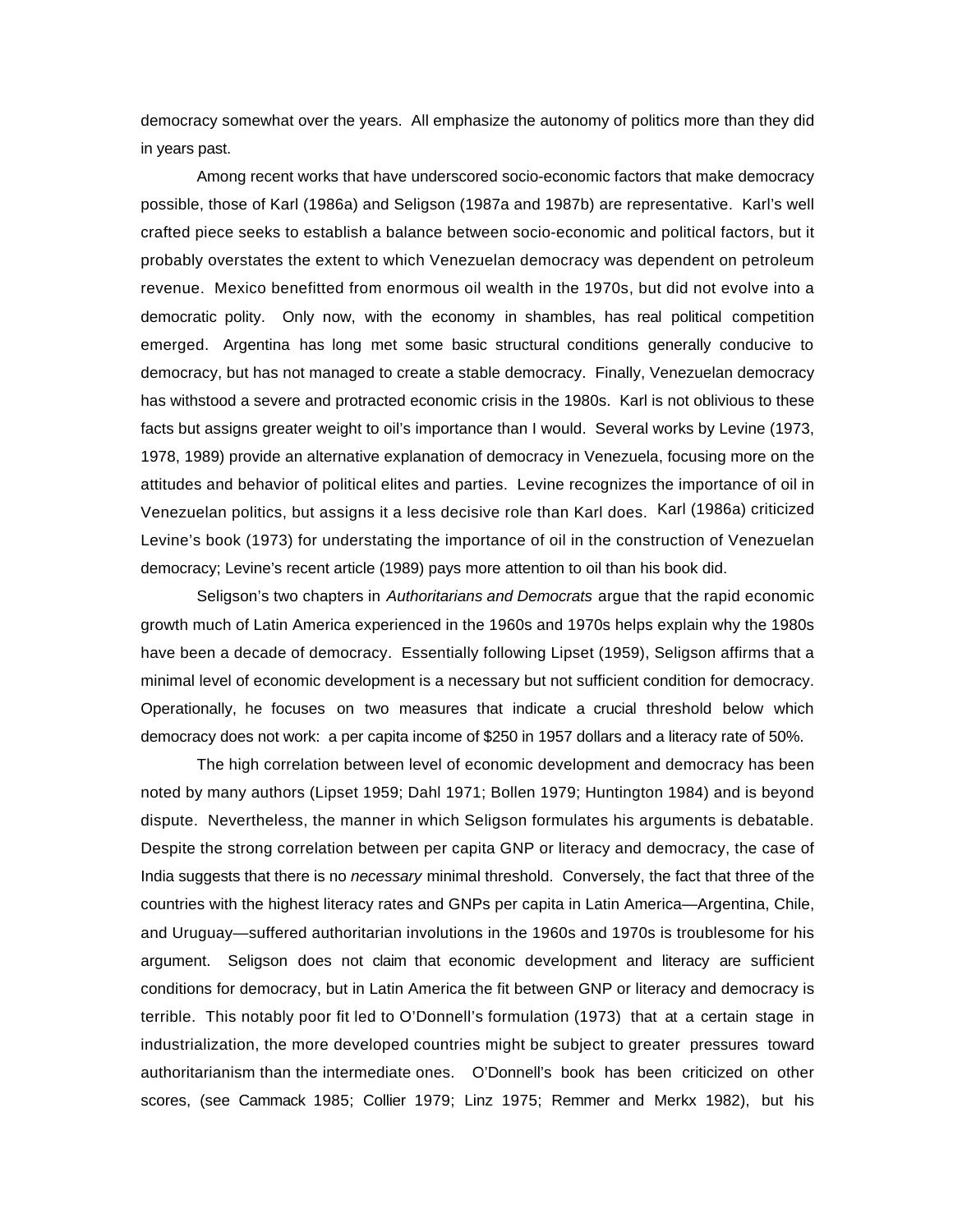democracy somewhat over the years. All emphasize the autonomy of politics more than they did in years past.

Among recent works that have underscored socio-economic factors that make democracy possible, those of Karl (1986a) and Seligson (1987a and 1987b) are representative. Karl's well crafted piece seeks to establish a balance between socio-economic and political factors, but it probably overstates the extent to which Venezuelan democracy was dependent on petroleum revenue. Mexico benefitted from enormous oil wealth in the 1970s, but did not evolve into a democratic polity. Only now, with the economy in shambles, has real political competition emerged. Argentina has long met some basic structural conditions generally conducive to democracy, but has not managed to create a stable democracy. Finally, Venezuelan democracy has withstood a severe and protracted economic crisis in the 1980s. Karl is not oblivious to these facts but assigns greater weight to oil's importance than I would. Several works by Levine (1973, 1978, 1989) provide an alternative explanation of democracy in Venezuela, focusing more on the attitudes and behavior of political elites and parties. Levine recognizes the importance of oil in Venezuelan politics, but assigns it a less decisive role than Karl does. Karl (1986a) criticized Levine's book (1973) for understating the importance of oil in the construction of Venezuelan democracy; Levine's recent article (1989) pays more attention to oil than his book did.

Seligson's two chapters in *Authoritarians and Democrats* argue that the rapid economic growth much of Latin America experienced in the 1960s and 1970s helps explain why the 1980s have been a decade of democracy. Essentially following Lipset (1959), Seligson affirms that a minimal level of economic development is a necessary but not sufficient condition for democracy. Operationally, he focuses on two measures that indicate a crucial threshold below which democracy does not work: a per capita income of $250 in 1957 dollars and a literacy rate of 50%.

The high correlation between level of economic development and democracy has been noted by many authors (Lipset 1959; Dahl 1971; Bollen 1979; Huntington 1984) and is beyond dispute. Nevertheless, the manner in which Seligson formulates his arguments is debatable. Despite the strong correlation between per capita GNP or literacy and democracy, the case of India suggests that there is no *necessary* minimal threshold. Conversely, the fact that three of the countries with the highest literacy rates and GNPs per capita in Latin America—Argentina, Chile, and Uruguay—suffered authoritarian involutions in the 1960s and 1970s is troublesome for his argument. Seligson does not claim that economic development and literacy are sufficient conditions for democracy, but in Latin America the fit between GNP or literacy and democracy is terrible. This notably poor fit led to O'Donnell's formulation (1973) that at a certain stage in industrialization, the more developed countries might be subject to greater pressures toward authoritarianism than the intermediate ones. O'Donnell's book has been criticized on other scores, (see Cammack 1985; Collier 1979; Linz 1975; Remmer and Merkx 1982), but his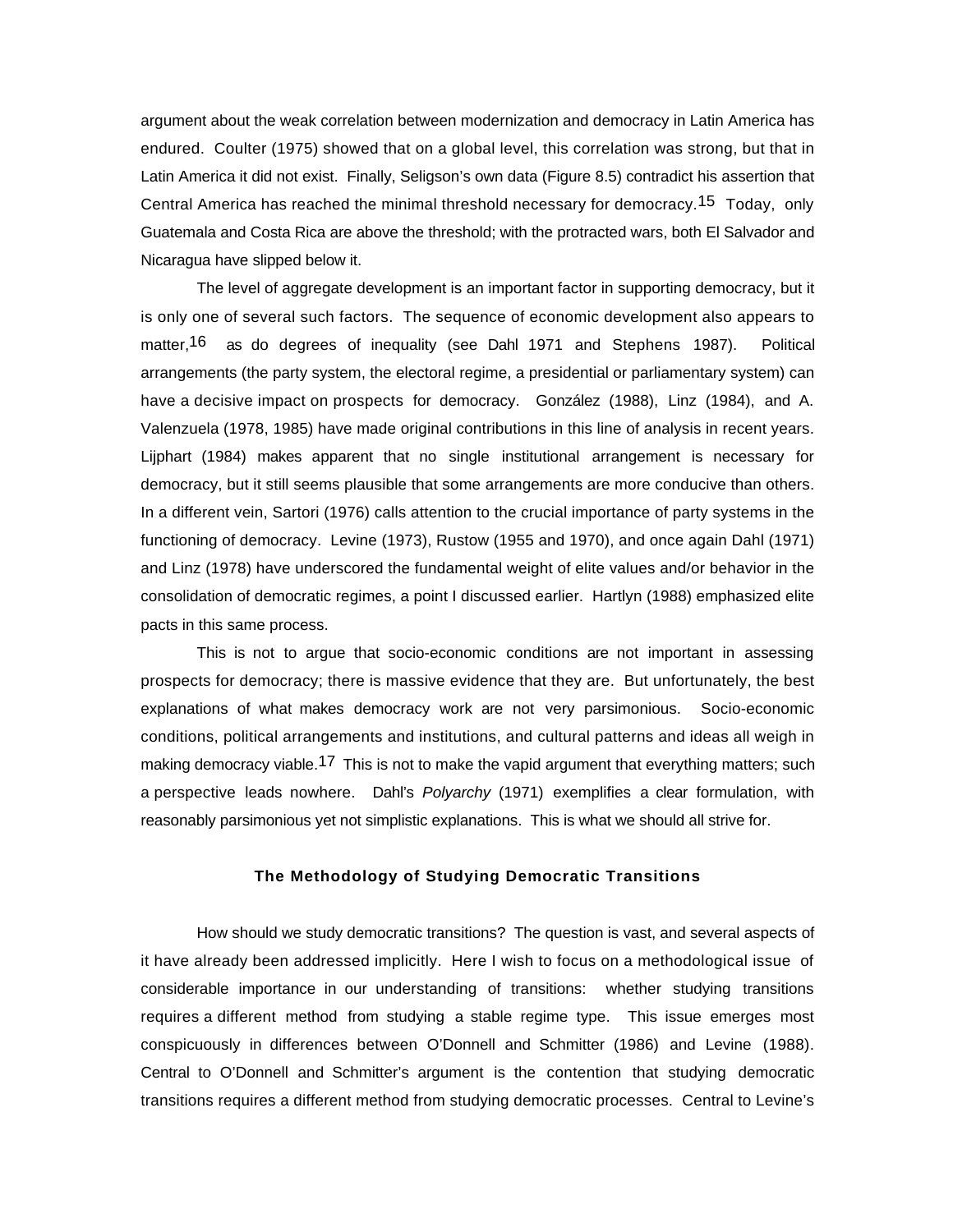argument about the weak correlation between modernization and democracy in Latin America has endured. Coulter (1975) showed that on a global level, this correlation was strong, but that in Latin America it did not exist. Finally, Seligson's own data (Figure 8.5) contradict his assertion that Central America has reached the minimal threshold necessary for democracy.[15] Today, only Guatemala and Costa Rica are above the threshold; with the protracted wars, both El Salvador and Nicaragua have slipped below it.

The level of aggregate development is an important factor in supporting democracy, but it is only one of several such factors. The sequence of economic development also appears to matter,[16] as do degrees of inequality (see Dahl 1971 and Stephens 1987). Political arrangements (the party system, the electoral regime, a presidential or parliamentary system) can have a decisive impact on prospects for democracy. González (1988), Linz (1984), and A. Valenzuela (1978, 1985) have made original contributions in this line of analysis in recent years. Lijphart (1984) makes apparent that no single institutional arrangement is necessary for democracy, but it still seems plausible that some arrangements are more conducive than others. In a different vein, Sartori (1976) calls attention to the crucial importance of party systems in the functioning of democracy. Levine (1973), Rustow (1955 and 1970), and once again Dahl (1971) and Linz (1978) have underscored the fundamental weight of elite values and/or behavior in the consolidation of democratic regimes, a point I discussed earlier. Hartlyn (1988) emphasized elite pacts in this same process.

This is not to argue that socio-economic conditions are not important in assessing prospects for democracy; there is massive evidence that they are. But unfortunately, the best explanations of what makes democracy work are not very parsimonious. Socio-economic conditions, political arrangements and institutions, and cultural patterns and ideas all weigh in making democracy viable.[17] This is not to make the vapid argument that everything matters; such a perspective leads nowhere. Dahl's *Polyarchy* (1971) exemplifies a clear formulation, with reasonably parsimonious yet not simplistic explanations. This is what we should all strive for.

### The Methodology of Studying Democratic Transitions

How should we study democratic transitions? The question is vast, and several aspects of it have already been addressed implicitly. Here I wish to focus on a methodological issue of considerable importance in our understanding of transitions: whether studying transitions requires a different method from studying a stable regime type. This issue emerges most conspicuously in differences between O'Donnell and Schmitter (1986) and Levine (1988). Central to O'Donnell and Schmitter's argument is the contention that studying democratic transitions requires a different method from studying democratic processes. Central to Levine's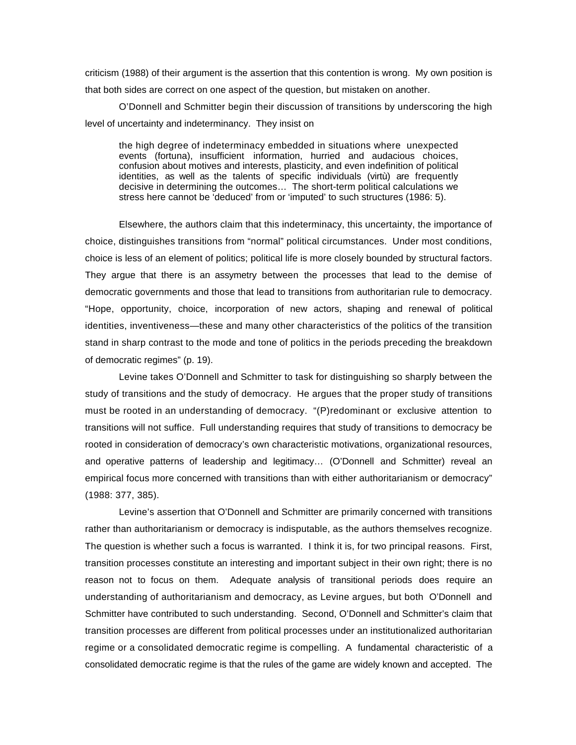criticism (1988) of their argument is the assertion that this contention is wrong. My own position is that both sides are correct on one aspect of the question, but mistaken on another.

O'Donnell and Schmitter begin their discussion of transitions by underscoring the high level of uncertainty and indeterminancy. They insist on

> the high degree of indeterminacy embedded in situations where unexpected events (fortuna), insufficient information, hurried and audacious choices, confusion about motives and interests, plasticity, and even indefinition of political identities, as well as the talents of specific individuals (virtù) are frequently decisive in determining the outcomes… The short-term political calculations we stress here cannot be 'deduced' from or 'imputed' to such structures (1986: 5).

Elsewhere, the authors claim that this indeterminacy, this uncertainty, the importance of choice, distinguishes transitions from "normal" political circumstances. Under most conditions, choice is less of an element of politics; political life is more closely bounded by structural factors. They argue that there is an assymetry between the processes that lead to the demise of democratic governments and those that lead to transitions from authoritarian rule to democracy. "Hope, opportunity, choice, incorporation of new actors, shaping and renewal of political identities, inventiveness—these and many other characteristics of the politics of the transition stand in sharp contrast to the mode and tone of politics in the periods preceding the breakdown of democratic regimes" (p. 19).

Levine takes O'Donnell and Schmitter to task for distinguishing so sharply between the study of transitions and the study of democracy. He argues that the proper study of transitions must be rooted in an understanding of democracy. "(P)redominant or exclusive attention to transitions will not suffice. Full understanding requires that study of transitions to democracy be rooted in consideration of democracy's own characteristic motivations, organizational resources, and operative patterns of leadership and legitimacy… (O'Donnell and Schmitter) reveal an empirical focus more concerned with transitions than with either authoritarianism or democracy" (1988: 377, 385).

Levine's assertion that O'Donnell and Schmitter are primarily concerned with transitions rather than authoritarianism or democracy is indisputable, as the authors themselves recognize. The question is whether such a focus is warranted. I think it is, for two principal reasons. First, transition processes constitute an interesting and important subject in their own right; there is no reason not to focus on them. Adequate analysis of transitional periods does require an understanding of authoritarianism and democracy, as Levine argues, but both O'Donnell and Schmitter have contributed to such understanding. Second, O'Donnell and Schmitter's claim that transition processes are different from political processes under an institutionalized authoritarian regime or a consolidated democratic regime is compelling. A fundamental characteristic of a consolidated democratic regime is that the rules of the game are widely known and accepted. The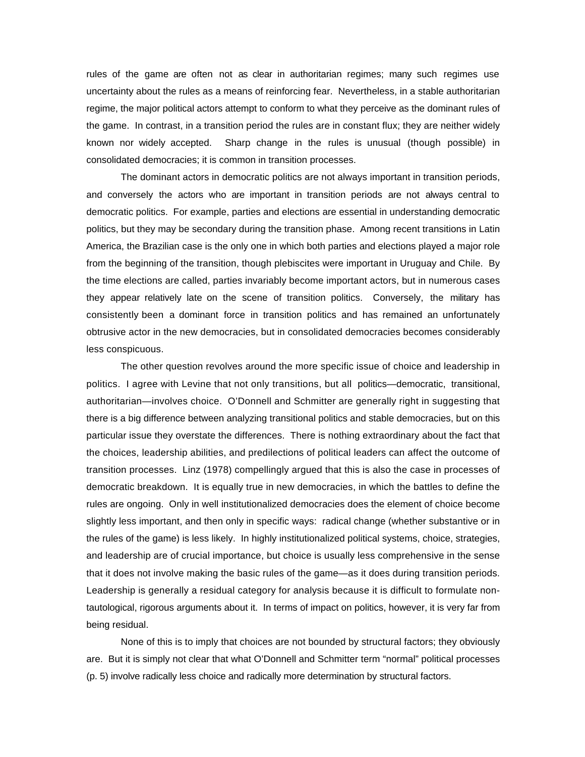rules of the game are often not as clear in authoritarian regimes; many such regimes use uncertainty about the rules as a means of reinforcing fear. Nevertheless, in a stable authoritarian regime, the major political actors attempt to conform to what they perceive as the dominant rules of the game. In contrast, in a transition period the rules are in constant flux; they are neither widely known nor widely accepted. Sharp change in the rules is unusual (though possible) in consolidated democracies; it is common in transition processes.

The dominant actors in democratic politics are not always important in transition periods, and conversely the actors who are important in transition periods are not always central to democratic politics. For example, parties and elections are essential in understanding democratic politics, but they may be secondary during the transition phase. Among recent transitions in Latin America, the Brazilian case is the only one in which both parties and elections played a major role from the beginning of the transition, though plebiscites were important in Uruguay and Chile. By the time elections are called, parties invariably become important actors, but in numerous cases they appear relatively late on the scene of transition politics. Conversely, the military has consistently been a dominant force in transition politics and has remained an unfortunately obtrusive actor in the new democracies, but in consolidated democracies becomes considerably less conspicuous.

The other question revolves around the more specific issue of choice and leadership in politics. I agree with Levine that not only transitions, but all politics—democratic, transitional, authoritarian—involves choice. O'Donnell and Schmitter are generally right in suggesting that there is a big difference between analyzing transitional politics and stable democracies, but on this particular issue they overstate the differences. There is nothing extraordinary about the fact that the choices, leadership abilities, and predilections of political leaders can affect the outcome of transition processes. Linz (1978) compellingly argued that this is also the case in processes of democratic breakdown. It is equally true in new democracies, in which the battles to define the rules are ongoing. Only in well institutionalized democracies does the element of choice become slightly less important, and then only in specific ways: radical change (whether substantive or in the rules of the game) is less likely. In highly institutionalized political systems, choice, strategies, and leadership are of crucial importance, but choice is usually less comprehensive in the sense that it does not involve making the basic rules of the game—as it does during transition periods. Leadership is generally a residual category for analysis because it is difficult to formulate non-tautological, rigorous arguments about it. In terms of impact on politics, however, it is very far from being residual.

None of this is to imply that choices are not bounded by structural factors; they obviously are. But it is simply not clear that what O'Donnell and Schmitter term "normal" political processes (p. 5) involve radically less choice and radically more determination by structural factors.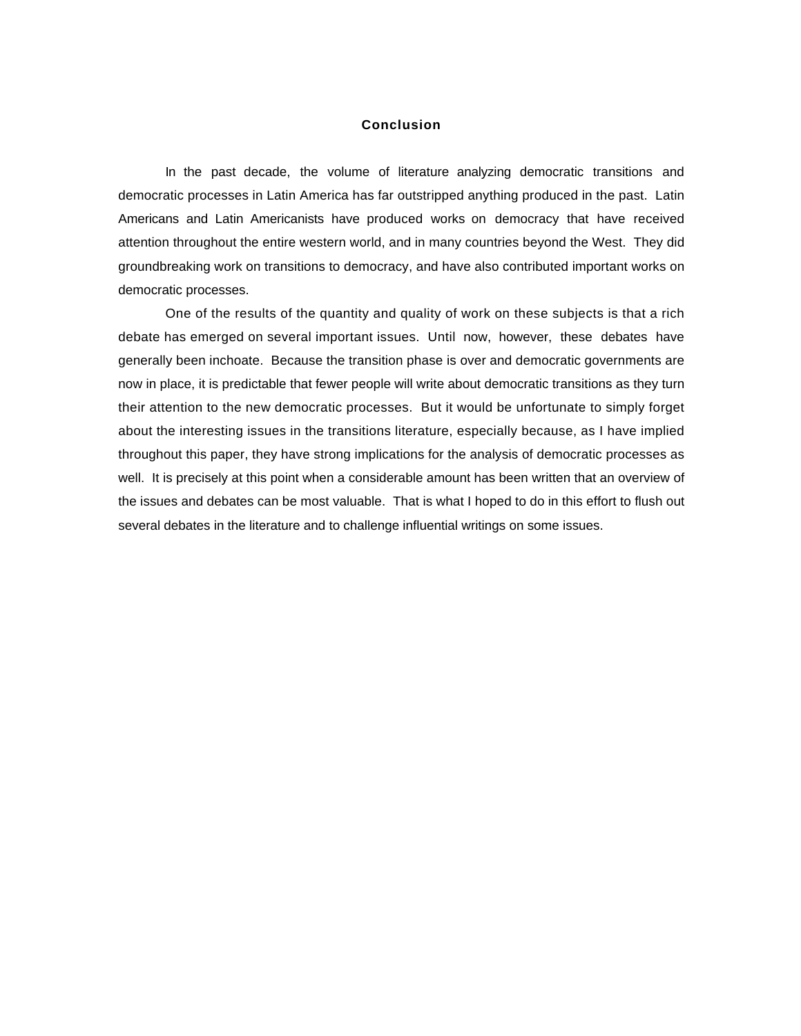## Conclusion

In the past decade, the volume of literature analyzing democratic transitions and democratic processes in Latin America has far outstripped anything produced in the past. Latin Americans and Latin Americanists have produced works on democracy that have received attention throughout the entire western world, and in many countries beyond the West. They did groundbreaking work on transitions to democracy, and have also contributed important works on democratic processes.

One of the results of the quantity and quality of work on these subjects is that a rich debate has emerged on several important issues. Until now, however, these debates have generally been inchoate. Because the transition phase is over and democratic governments are now in place, it is predictable that fewer people will write about democratic transitions as they turn their attention to the new democratic processes. But it would be unfortunate to simply forget about the interesting issues in the transitions literature, especially because, as I have implied throughout this paper, they have strong implications for the analysis of democratic processes as well. It is precisely at this point when a considerable amount has been written that an overview of the issues and debates can be most valuable. That is what I hoped to do in this effort to flush out several debates in the literature and to challenge influential writings on some issues.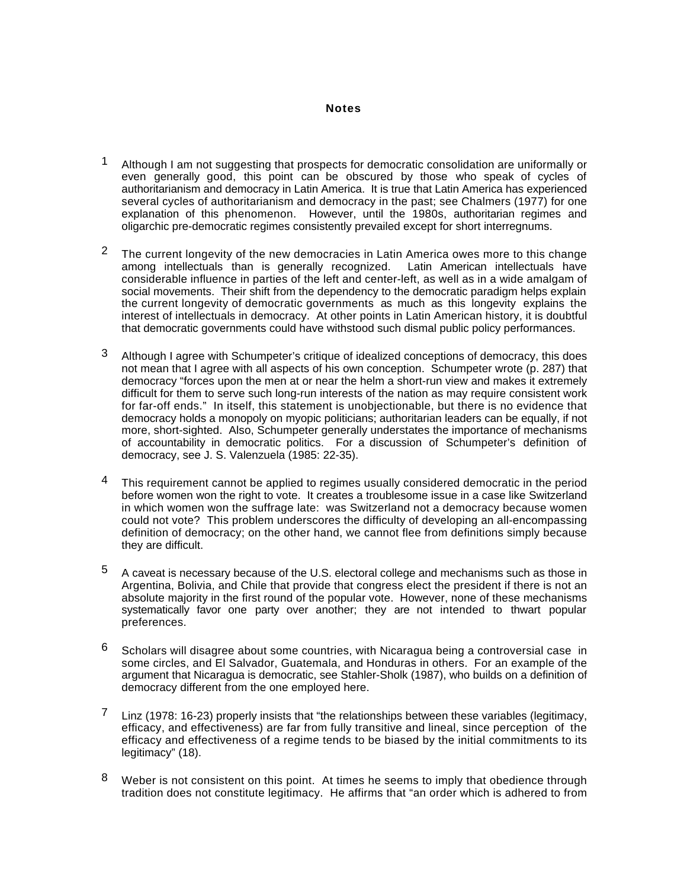## Notes

1. Although I am not suggesting that prospects for democratic consolidation are uniformally or even generally good, this point can be obscured by those who speak of cycles of authoritarianism and democracy in Latin America. It is true that Latin America has experienced several cycles of authoritarianism and democracy in the past; see Chalmers (1977) for one explanation of this phenomenon. However, until the 1980s, authoritarian regimes and oligarchic pre-democratic regimes consistently prevailed except for short interregnums.

2. The current longevity of the new democracies in Latin America owes more to this change among intellectuals than is generally recognized. Latin American intellectuals have considerable influence in parties of the left and center-left, as well as in a wide amalgam of social movements. Their shift from the dependency to the democratic paradigm helps explain the current longevity of democratic governments as much as this longevity explains the interest of intellectuals in democracy. At other points in Latin American history, it is doubtful that democratic governments could have withstood such dismal public policy performances.

3. Although I agree with Schumpeter's critique of idealized conceptions of democracy, this does not mean that I agree with all aspects of his own conception. Schumpeter wrote (p. 287) that democracy "forces upon the men at or near the helm a short-run view and makes it extremely difficult for them to serve such long-run interests of the nation as may require consistent work for far-off ends." In itself, this statement is unobjectionable, but there is no evidence that democracy holds a monopoly on myopic politicians; authoritarian leaders can be equally, if not more, short-sighted. Also, Schumpeter generally understates the importance of mechanisms of accountability in democratic politics. For a discussion of Schumpeter's definition of democracy, see J. S. Valenzuela (1985: 22-35).

4. This requirement cannot be applied to regimes usually considered democratic in the period before women won the right to vote. It creates a troublesome issue in a case like Switzerland in which women won the suffrage late: was Switzerland not a democracy because women could not vote? This problem underscores the difficulty of developing an all-encompassing definition of democracy; on the other hand, we cannot flee from definitions simply because they are difficult.

5. A caveat is necessary because of the U.S. electoral college and mechanisms such as those in Argentina, Bolivia, and Chile that provide that congress elect the president if there is not an absolute majority in the first round of the popular vote. However, none of these mechanisms systematically favor one party over another; they are not intended to thwart popular preferences.

6. Scholars will disagree about some countries, with Nicaragua being a controversial case in some circles, and El Salvador, Guatemala, and Honduras in others. For an example of the argument that Nicaragua is democratic, see Stahler-Sholk (1987), who builds on a definition of democracy different from the one employed here.

7. Linz (1978: 16-23) properly insists that "the relationships between these variables (legitimacy, efficacy, and effectiveness) are far from fully transitive and lineal, since perception of the efficacy and effectiveness of a regime tends to be biased by the initial commitments to its legitimacy" (18).

8. Weber is not consistent on this point. At times he seems to imply that obedience through tradition does not constitute legitimacy. He affirms that "an order which is adhered to from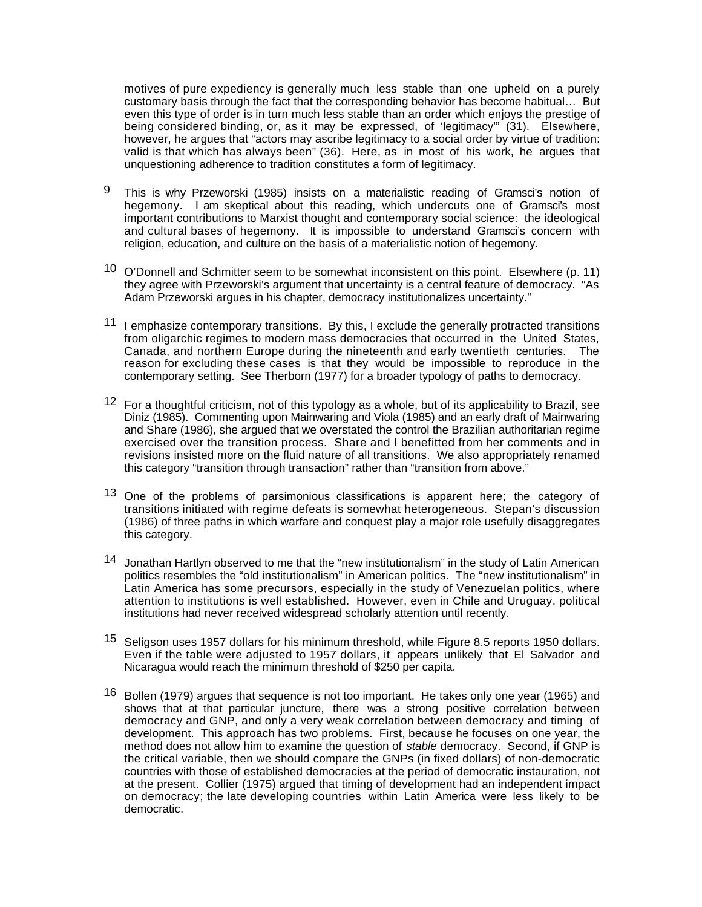motives of pure expediency is generally much less stable than one upheld on a purely customary basis through the fact that the corresponding behavior has become habitual… But even this type of order is in turn much less stable than an order which enjoys the prestige of being considered binding, or, as it may be expressed, of 'legitimacy'" (31). Elsewhere, however, he argues that "actors may ascribe legitimacy to a social order by virtue of tradition: valid is that which has always been" (36). Here, as in most of his work, he argues that unquestioning adherence to tradition constitutes a form of legitimacy.

9 This is why Przeworski (1985) insists on a materialistic reading of Gramsci's notion of hegemony. I am skeptical about this reading, which undercuts one of Gramsci's most important contributions to Marxist thought and contemporary social science: the ideological and cultural bases of hegemony. It is impossible to understand Gramsci's concern with religion, education, and culture on the basis of a materialistic notion of hegemony.

10 O'Donnell and Schmitter seem to be somewhat inconsistent on this point. Elsewhere (p. 11) they agree with Przeworski's argument that uncertainty is a central feature of democracy. "As Adam Przeworski argues in his chapter, democracy institutionalizes uncertainty."

11 I emphasize contemporary transitions. By this, I exclude the generally protracted transitions from oligarchic regimes to modern mass democracies that occurred in the United States, Canada, and northern Europe during the nineteenth and early twentieth centuries. The reason for excluding these cases is that they would be impossible to reproduce in the contemporary setting. See Therborn (1977) for a broader typology of paths to democracy.

12 For a thoughtful criticism, not of this typology as a whole, but of its applicability to Brazil, see Diniz (1985). Commenting upon Mainwaring and Viola (1985) and an early draft of Mainwaring and Share (1986), she argued that we overstated the control the Brazilian authoritarian regime exercised over the transition process. Share and I benefitted from her comments and in revisions insisted more on the fluid nature of all transitions. We also appropriately renamed this category "transition through transaction" rather than "transition from above."

13 One of the problems of parsimonious classifications is apparent here; the category of transitions initiated with regime defeats is somewhat heterogeneous. Stepan's discussion (1986) of three paths in which warfare and conquest play a major role usefully disaggregates this category.

14 Jonathan Hartlyn observed to me that the "new institutionalism" in the study of Latin American politics resembles the "old institutionalism" in American politics. The "new institutionalism" in Latin America has some precursors, especially in the study of Venezuelan politics, where attention to institutions is well established. However, even in Chile and Uruguay, political institutions had never received widespread scholarly attention until recently.

15 Seligson uses 1957 dollars for his minimum threshold, while Figure 8.5 reports 1950 dollars. Even if the table were adjusted to 1957 dollars, it appears unlikely that El Salvador and Nicaragua would reach the minimum threshold of $250 per capita.

16 Bollen (1979) argues that sequence is not too important. He takes only one year (1965) and shows that at that particular juncture, there was a strong positive correlation between democracy and GNP, and only a very weak correlation between democracy and timing of development. This approach has two problems. First, because he focuses on one year, the method does not allow him to examine the question of *stable* democracy. Second, if GNP is the critical variable, then we should compare the GNPs (in fixed dollars) of non-democratic countries with those of established democracies at the period of democratic instauration, not at the present. Collier (1975) argued that timing of development had an independent impact on democracy; the late developing countries within Latin America were less likely to be democratic.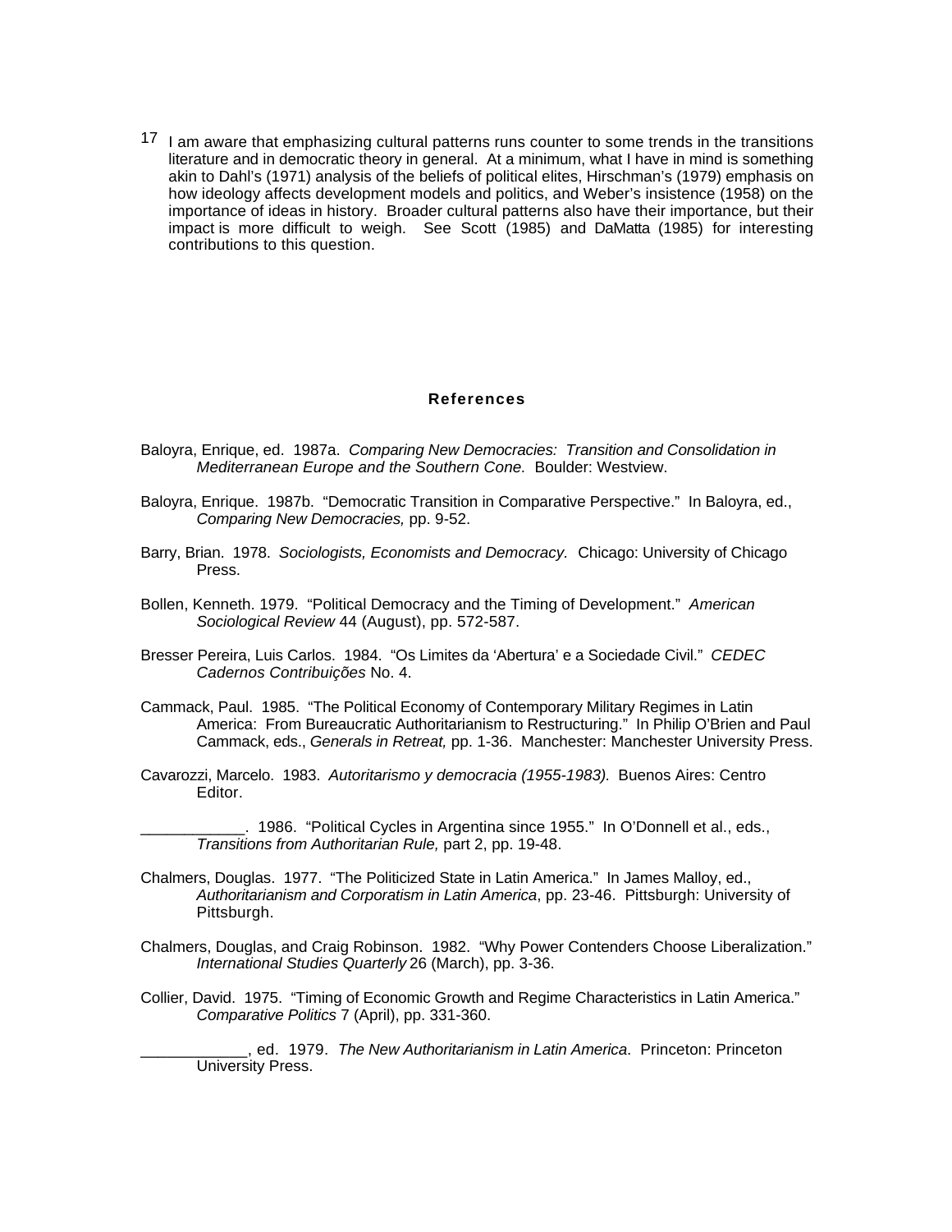[17] I am aware that emphasizing cultural patterns runs counter to some trends in the transitions literature and in democratic theory in general. At a minimum, what I have in mind is something akin to Dahl's (1971) analysis of the beliefs of political elites, Hirschman's (1979) emphasis on how ideology affects development models and politics, and Weber's insistence (1958) on the importance of ideas in history. Broader cultural patterns also have their importance, but their impact is more difficult to weigh. See Scott (1985) and DaMatta (1985) for interesting contributions to this question.

## References

Baloyra, Enrique, ed. 1987a. *Comparing New Democracies: Transition and Consolidation in Mediterranean Europe and the Southern Cone.* Boulder: Westview.

Baloyra, Enrique. 1987b. "Democratic Transition in Comparative Perspective." In Baloyra, ed., *Comparing New Democracies,* pp. 9-52.

Barry, Brian. 1978. *Sociologists, Economists and Democracy.* Chicago: University of Chicago Press.

Bollen, Kenneth. 1979. "Political Democracy and the Timing of Development." *American Sociological Review* 44 (August), pp. 572-587.

Bresser Pereira, Luis Carlos. 1984. "Os Limites da 'Abertura' e a Sociedade Civil." *CEDEC Cadernos Contribuições* No. 4.

Cammack, Paul. 1985. "The Political Economy of Contemporary Military Regimes in Latin America: From Bureaucratic Authoritarianism to Restructuring." In Philip O'Brien and Paul Cammack, eds., *Generals in Retreat,* pp. 1-36. Manchester: Manchester University Press.

Cavarozzi, Marcelo. 1983. *Autoritarismo y democracia (1955-1983).* Buenos Aires: Centro Editor.

____________. 1986. "Political Cycles in Argentina since 1955." In O'Donnell et al., eds., *Transitions from Authoritarian Rule,* part 2, pp. 19-48.

Chalmers, Douglas. 1977. "The Politicized State in Latin America." In James Malloy, ed., *Authoritarianism and Corporatism in Latin America*, pp. 23-46. Pittsburgh: University of Pittsburgh.

Chalmers, Douglas, and Craig Robinson. 1982. "Why Power Contenders Choose Liberalization." *International Studies Quarterly* 26 (March), pp. 3-36.

Collier, David. 1975. "Timing of Economic Growth and Regime Characteristics in Latin America." *Comparative Politics* 7 (April), pp. 331-360.

____________, ed. 1979. *The New Authoritarianism in Latin America.* Princeton: Princeton University Press.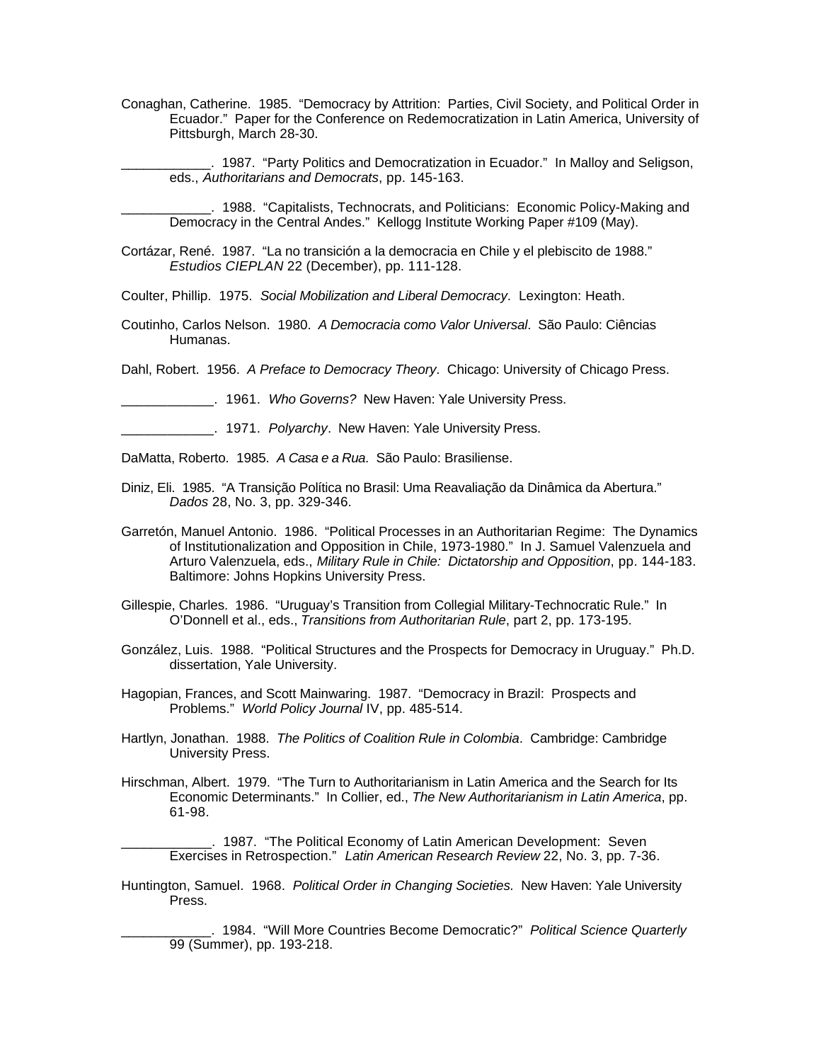Conaghan, Catherine. 1985. "Democracy by Attrition: Parties, Civil Society, and Political Order in Ecuador." Paper for the Conference on Redemocratization in Latin America, University of Pittsburgh, March 28-30.

____________. 1987. "Party Politics and Democratization in Ecuador." In Malloy and Seligson, eds., *Authoritarians and Democrats*, pp. 145-163.

____________. 1988. "Capitalists, Technocrats, and Politicians: Economic Policy-Making and Democracy in the Central Andes." Kellogg Institute Working Paper #109 (May).

Cortázar, René. 1987. "La no transición a la democracia en Chile y el plebiscito de 1988." *Estudios CIEPLAN* 22 (December), pp. 111-128.

Coulter, Phillip. 1975. *Social Mobilization and Liberal Democracy*. Lexington: Heath.

Coutinho, Carlos Nelson. 1980. *A Democracia como Valor Universal*. São Paulo: Ciências Humanas.

Dahl, Robert. 1956. *A Preface to Democracy Theory*. Chicago: University of Chicago Press.

____________. 1961. *Who Governs?* New Haven: Yale University Press.

____________. 1971. *Polyarchy*. New Haven: Yale University Press.

DaMatta, Roberto. 1985. *A Casa e a Rua*. São Paulo: Brasiliense.

Diniz, Eli. 1985. "A Transição Política no Brasil: Uma Reavaliação da Dinâmica da Abertura." *Dados* 28, No. 3, pp. 329-346.

Garretón, Manuel Antonio. 1986. "Political Processes in an Authoritarian Regime: The Dynamics of Institutionalization and Opposition in Chile, 1973-1980." In J. Samuel Valenzuela and Arturo Valenzuela, eds., *Military Rule in Chile: Dictatorship and Opposition*, pp. 144-183. Baltimore: Johns Hopkins University Press.

Gillespie, Charles. 1986. "Uruguay's Transition from Collegial Military-Technocratic Rule." In O'Donnell et al., eds., *Transitions from Authoritarian Rule*, part 2, pp. 173-195.

González, Luis. 1988. "Political Structures and the Prospects for Democracy in Uruguay." Ph.D. dissertation, Yale University.

Hagopian, Frances, and Scott Mainwaring. 1987. "Democracy in Brazil: Prospects and Problems." *World Policy Journal* IV, pp. 485-514.

Hartlyn, Jonathan. 1988. *The Politics of Coalition Rule in Colombia*. Cambridge: Cambridge University Press.

Hirschman, Albert. 1979. "The Turn to Authoritarianism in Latin America and the Search for Its Economic Determinants." In Collier, ed., *The New Authoritarianism in Latin America*, pp. 61-98.

____________. 1987. "The Political Economy of Latin American Development: Seven Exercises in Retrospection." *Latin American Research Review* 22, No. 3, pp. 7-36.

Huntington, Samuel. 1968. *Political Order in Changing Societies.* New Haven: Yale University Press.

____________. 1984. "Will More Countries Become Democratic?" *Political Science Quarterly* 99 (Summer), pp. 193-218.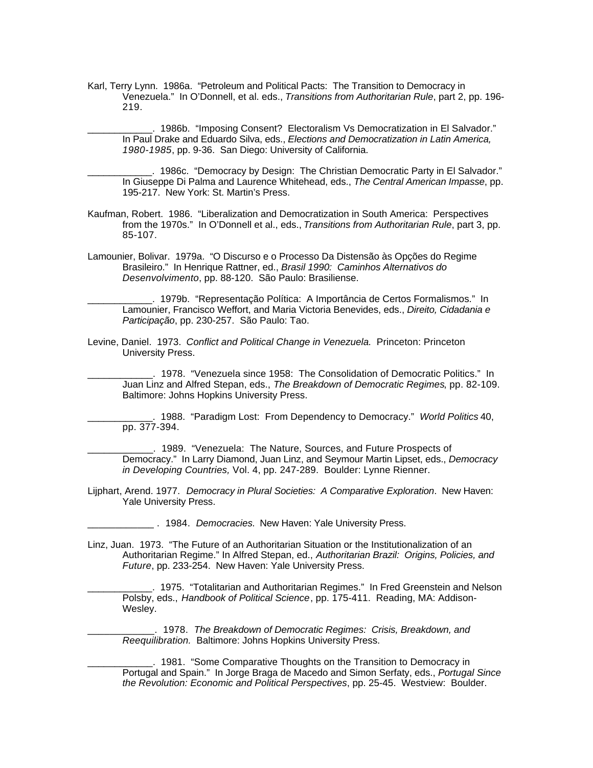Karl, Terry Lynn. 1986a. "Petroleum and Political Pacts: The Transition to Democracy in Venezuela." In O'Donnell, et al. eds., *Transitions from Authoritarian Rule*, part 2, pp. 196-219.

____________. 1986b. "Imposing Consent? Electoralism Vs Democratization in El Salvador." In Paul Drake and Eduardo Silva, eds., *Elections and Democratization in Latin America, 1980-1985*, pp. 9-36. San Diego: University of California.

____________. 1986c. "Democracy by Design: The Christian Democratic Party in El Salvador." In Giuseppe Di Palma and Laurence Whitehead, eds., *The Central American Impasse*, pp. 195-217. New York: St. Martin's Press.

Kaufman, Robert. 1986. "Liberalization and Democratization in South America: Perspectives from the 1970s." In O'Donnell et al., eds., *Transitions from Authoritarian Rule*, part 3, pp. 85-107.

Lamounier, Bolivar. 1979a. "O Discurso e o Processo Da Distensão às Opções do Regime Brasileiro." In Henrique Rattner, ed., *Brasil 1990: Caminhos Alternativos do Desenvolvimento*, pp. 88-120. São Paulo: Brasiliense.

____________. 1979b. "Representação Política: A Importância de Certos Formalismos." In Lamounier, Francisco Weffort, and Maria Victoria Benevides, eds., *Direito, Cidadania e Participação*, pp. 230-257. São Paulo: Tao.

Levine, Daniel. 1973. *Conflict and Political Change in Venezuela.* Princeton: Princeton University Press.

____________. 1978. "Venezuela since 1958: The Consolidation of Democratic Politics." In Juan Linz and Alfred Stepan, eds., *The Breakdown of Democratic Regimes*, pp. 82-109. Baltimore: Johns Hopkins University Press.

____________. 1988. "Paradigm Lost: From Dependency to Democracy." *World Politics* 40, pp. 377-394.

____________. 1989. "Venezuela: The Nature, Sources, and Future Prospects of Democracy." In Larry Diamond, Juan Linz, and Seymour Martin Lipset, eds., *Democracy in Developing Countries,* Vol. 4, pp. 247-289. Boulder: Lynne Rienner.

Lijphart, Arend. 1977. *Democracy in Plural Societies: A Comparative Exploration*. New Haven: Yale University Press.

____________ . 1984. *Democracies.* New Haven: Yale University Press.

Linz, Juan. 1973. "The Future of an Authoritarian Situation or the Institutionalization of an Authoritarian Regime." In Alfred Stepan, ed., *Authoritarian Brazil: Origins, Policies, and Future*, pp. 233-254. New Haven: Yale University Press.

____________. 1975. "Totalitarian and Authoritarian Regimes." In Fred Greenstein and Nelson Polsby, eds., *Handbook of Political Science*, pp. 175-411. Reading, MA: Addison-Wesley.

____________. 1978. *The Breakdown of Democratic Regimes: Crisis, Breakdown, and Reequilibration.* Baltimore: Johns Hopkins University Press.

____________. 1981. "Some Comparative Thoughts on the Transition to Democracy in Portugal and Spain." In Jorge Braga de Macedo and Simon Serfaty, eds., *Portugal Since the Revolution: Economic and Political Perspectives*, pp. 25-45. Westview: Boulder.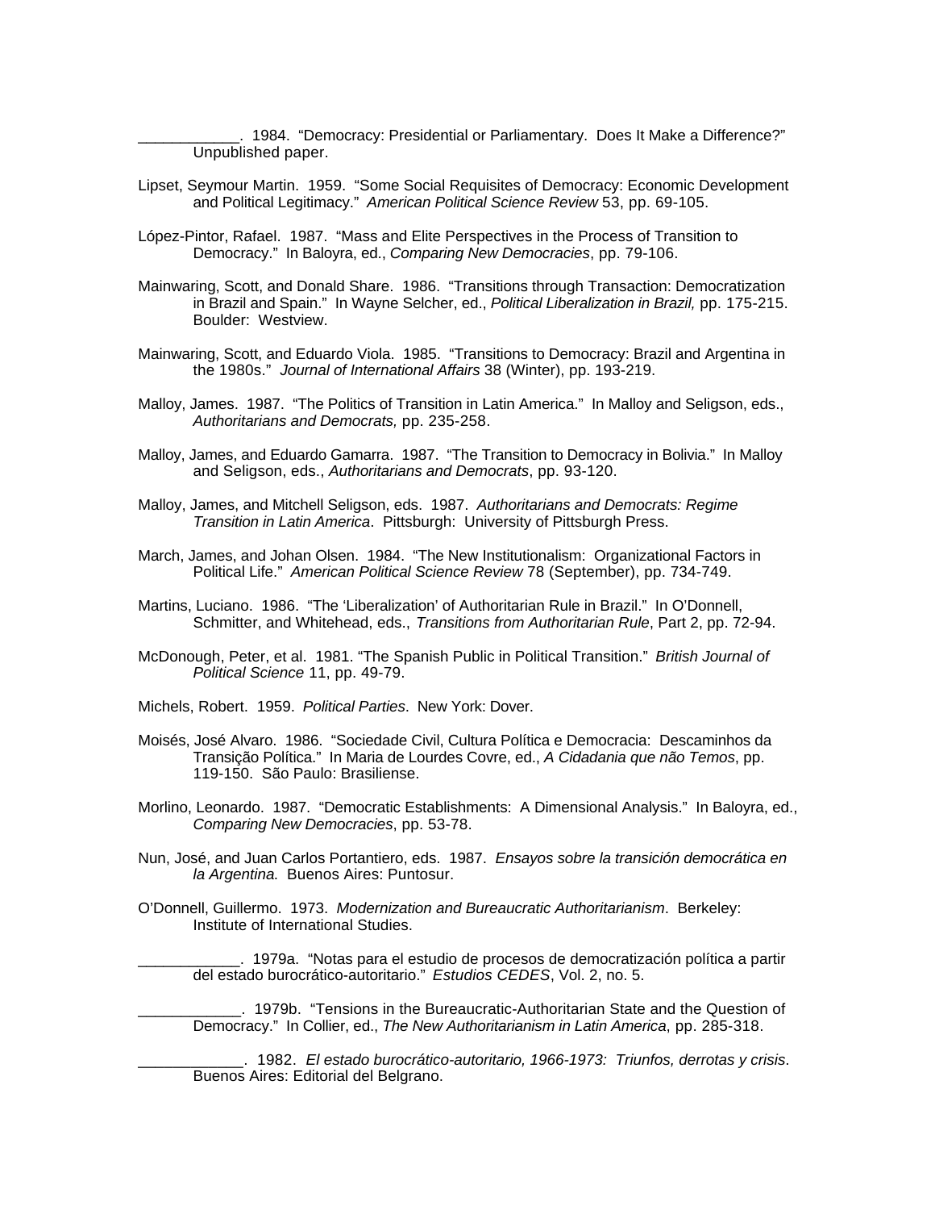____________. 1984. "Democracy: Presidential or Parliamentary. Does It Make a Difference?" Unpublished paper.

Lipset, Seymour Martin. 1959. "Some Social Requisites of Democracy: Economic Development and Political Legitimacy." *American Political Science Review* 53, pp. 69-105.

López-Pintor, Rafael. 1987. "Mass and Elite Perspectives in the Process of Transition to Democracy." In Baloyra, ed., *Comparing New Democracies*, pp. 79-106.

Mainwaring, Scott, and Donald Share. 1986. "Transitions through Transaction: Democratization in Brazil and Spain." In Wayne Selcher, ed., *Political Liberalization in Brazil,* pp. 175-215. Boulder: Westview.

Mainwaring, Scott, and Eduardo Viola. 1985. "Transitions to Democracy: Brazil and Argentina in the 1980s." *Journal of International Affairs* 38 (Winter), pp. 193-219.

Malloy, James. 1987. "The Politics of Transition in Latin America." In Malloy and Seligson, eds., *Authoritarians and Democrats,* pp. 235-258.

Malloy, James, and Eduardo Gamarra. 1987. "The Transition to Democracy in Bolivia." In Malloy and Seligson, eds., *Authoritarians and Democrats*, pp. 93-120.

Malloy, James, and Mitchell Seligson, eds. 1987. *Authoritarians and Democrats: Regime Transition in Latin America*. Pittsburgh: University of Pittsburgh Press.

March, James, and Johan Olsen. 1984. "The New Institutionalism: Organizational Factors in Political Life." *American Political Science Review* 78 (September), pp. 734-749.

Martins, Luciano. 1986. "The 'Liberalization' of Authoritarian Rule in Brazil." In O'Donnell, Schmitter, and Whitehead, eds., *Transitions from Authoritarian Rule*, Part 2, pp. 72-94.

McDonough, Peter, et al. 1981. "The Spanish Public in Political Transition." *British Journal of Political Science* 11, pp. 49-79.

Michels, Robert. 1959. *Political Parties*. New York: Dover.

Moisés, José Alvaro. 1986. "Sociedade Civil, Cultura Política e Democracia: Descaminhos da Transição Política." In Maria de Lourdes Covre, ed., *A Cidadania que não Temos*, pp. 119-150. São Paulo: Brasiliense.

Morlino, Leonardo. 1987. "Democratic Establishments: A Dimensional Analysis." In Baloyra, ed., *Comparing New Democracies*, pp. 53-78.

Nun, José, and Juan Carlos Portantiero, eds. 1987. *Ensayos sobre la transición democrática en la Argentina.* Buenos Aires: Puntosur.

O'Donnell, Guillermo. 1973. *Modernization and Bureaucratic Authoritarianism*. Berkeley: Institute of International Studies.

____________. 1979a. "Notas para el estudio de procesos de democratización política a partir del estado burocrático-autoritario." *Estudios CEDES*, Vol. 2, no. 5.

____________. 1979b. "Tensions in the Bureaucratic-Authoritarian State and the Question of Democracy." In Collier, ed., *The New Authoritarianism in Latin America*, pp. 285-318.

____________. 1982. *El estado burocrático-autoritario, 1966-1973: Triunfos, derrotas y crisis*. Buenos Aires: Editorial del Belgrano.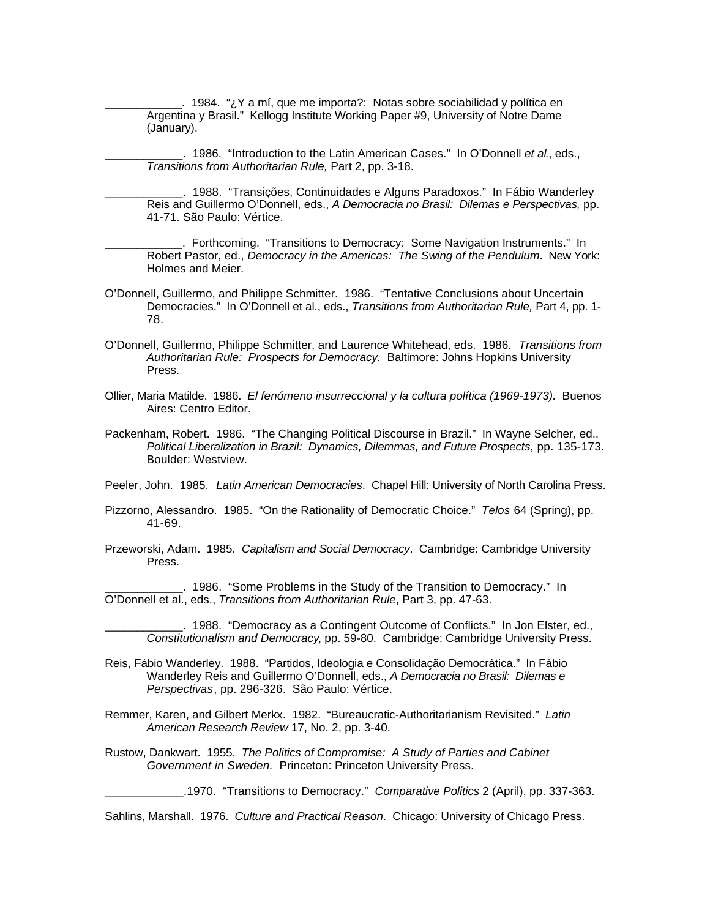____________. 1984. "¿Y a mí, que me importa?: Notas sobre sociabilidad y política en Argentina y Brasil." Kellogg Institute Working Paper #9, University of Notre Dame (January).

____________. 1986. "Introduction to the Latin American Cases." In O'Donnell *et al.*, eds., *Transitions from Authoritarian Rule,* Part 2, pp. 3-18.

____________. 1988. "Transições, Continuidades e Alguns Paradoxos." In Fábio Wanderley Reis and Guillermo O'Donnell, eds., *A Democracia no Brasil: Dilemas e Perspectivas,* pp. 41-71. São Paulo: Vértice.

____________. Forthcoming. "Transitions to Democracy: Some Navigation Instruments." In Robert Pastor, ed., *Democracy in the Americas: The Swing of the Pendulum*. New York: Holmes and Meier.

O'Donnell, Guillermo, and Philippe Schmitter. 1986. "Tentative Conclusions about Uncertain Democracies." In O'Donnell et al., eds., *Transitions from Authoritarian Rule,* Part 4, pp. 1-78.

O'Donnell, Guillermo, Philippe Schmitter, and Laurence Whitehead, eds. 1986. *Transitions from Authoritarian Rule: Prospects for Democracy.* Baltimore: Johns Hopkins University Press.

Ollier, Maria Matilde. 1986. *El fenómeno insurreccional y la cultura política (1969-1973).* Buenos Aires: Centro Editor.

Packenham, Robert. 1986. "The Changing Political Discourse in Brazil." In Wayne Selcher, ed., *Political Liberalization in Brazil: Dynamics, Dilemmas, and Future Prospects*, pp. 135-173. Boulder: Westview.

Peeler, John. 1985. *Latin American Democracies*. Chapel Hill: University of North Carolina Press.

Pizzorno, Alessandro. 1985. "On the Rationality of Democratic Choice." *Telos* 64 (Spring), pp. 41-69.

Przeworski, Adam. 1985. *Capitalism and Social Democracy*. Cambridge: Cambridge University Press.

____________. 1986. "Some Problems in the Study of the Transition to Democracy." In O'Donnell et al., eds., *Transitions from Authoritarian Rule*, Part 3, pp. 47-63.

____________. 1988. "Democracy as a Contingent Outcome of Conflicts." In Jon Elster, ed., *Constitutionalism and Democracy*, pp. 59-80. Cambridge: Cambridge University Press.

Reis, Fábio Wanderley. 1988. "Partidos, Ideologia e Consolidação Democrática." In Fábio Wanderley Reis and Guillermo O'Donnell, eds., *A Democracia no Brasil: Dilemas e Perspectivas*, pp. 296-326. São Paulo: Vértice.

Remmer, Karen, and Gilbert Merkx. 1982. "Bureaucratic-Authoritarianism Revisited." *Latin American Research Review* 17, No. 2, pp. 3-40.

Rustow, Dankwart. 1955. *The Politics of Compromise: A Study of Parties and Cabinet Government in Sweden.* Princeton: Princeton University Press.

____________.1970. "Transitions to Democracy." *Comparative Politics* 2 (April), pp. 337-363.

Sahlins, Marshall. 1976. *Culture and Practical Reason*. Chicago: University of Chicago Press.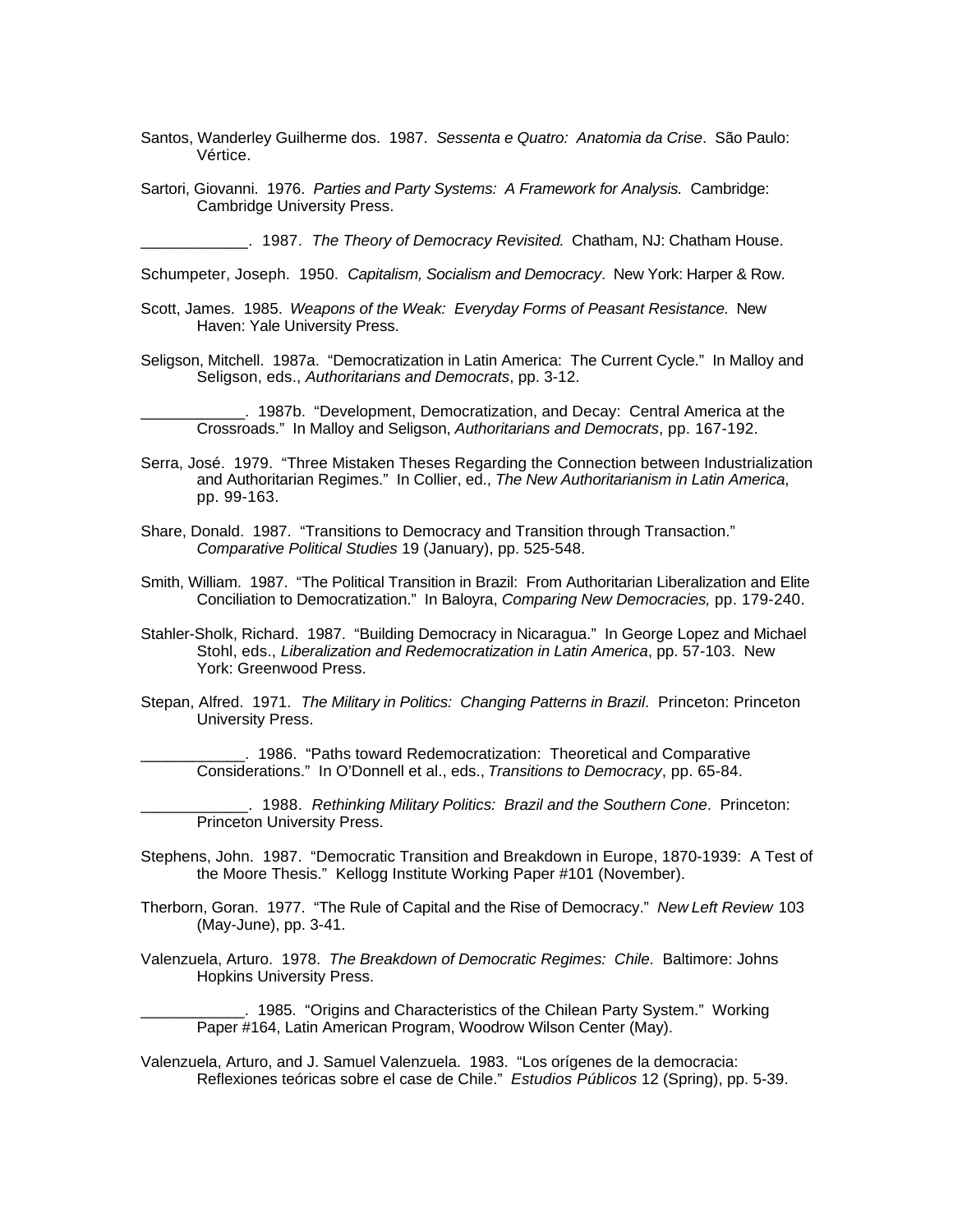Santos, Wanderley Guilherme dos. 1987. *Sessenta e Quatro: Anatomia da Crise*. São Paulo: Vértice.

Sartori, Giovanni. 1976. *Parties and Party Systems: A Framework for Analysis.* Cambridge: Cambridge University Press.

____________. 1987. *The Theory of Democracy Revisited.* Chatham, NJ: Chatham House.

Schumpeter, Joseph. 1950. *Capitalism, Socialism and Democracy*. New York: Harper & Row.

Scott, James. 1985. *Weapons of the Weak: Everyday Forms of Peasant Resistance.* New Haven: Yale University Press.

Seligson, Mitchell. 1987a. "Democratization in Latin America: The Current Cycle." In Malloy and Seligson, eds., *Authoritarians and Democrats*, pp. 3-12.

____________. 1987b. "Development, Democratization, and Decay: Central America at the Crossroads." In Malloy and Seligson, *Authoritarians and Democrats*, pp. 167-192.

Serra, José. 1979. "Three Mistaken Theses Regarding the Connection between Industrialization and Authoritarian Regimes." In Collier, ed., *The New Authoritarianism in Latin America*, pp. 99-163.

Share, Donald. 1987. "Transitions to Democracy and Transition through Transaction." *Comparative Political Studies* 19 (January), pp. 525-548.

Smith, William. 1987. "The Political Transition in Brazil: From Authoritarian Liberalization and Elite Conciliation to Democratization." In Baloyra, *Comparing New Democracies,* pp. 179-240.

Stahler-Sholk, Richard. 1987. "Building Democracy in Nicaragua." In George Lopez and Michael Stohl, eds., *Liberalization and Redemocratization in Latin America*, pp. 57-103. New York: Greenwood Press.

Stepan, Alfred. 1971. *The Military in Politics: Changing Patterns in Brazil*. Princeton: Princeton University Press.

____________. 1986. "Paths toward Redemocratization: Theoretical and Comparative Considerations." In O'Donnell et al., eds., *Transitions to Democracy*, pp. 65-84.

____________. 1988. *Rethinking Military Politics: Brazil and the Southern Cone*. Princeton: Princeton University Press.

Stephens, John. 1987. "Democratic Transition and Breakdown in Europe, 1870-1939: A Test of the Moore Thesis." Kellogg Institute Working Paper #101 (November).

Therborn, Goran. 1977. "The Rule of Capital and the Rise of Democracy." *New Left Review* 103 (May-June), pp. 3-41.

Valenzuela, Arturo. 1978. *The Breakdown of Democratic Regimes: Chile*. Baltimore: Johns Hopkins University Press.

____________. 1985. "Origins and Characteristics of the Chilean Party System." Working Paper #164, Latin American Program, Woodrow Wilson Center (May).

Valenzuela, Arturo, and J. Samuel Valenzuela. 1983. "Los orígenes de la democracia: Reflexiones teóricas sobre el case de Chile." *Estudios Públicos* 12 (Spring), pp. 5-39.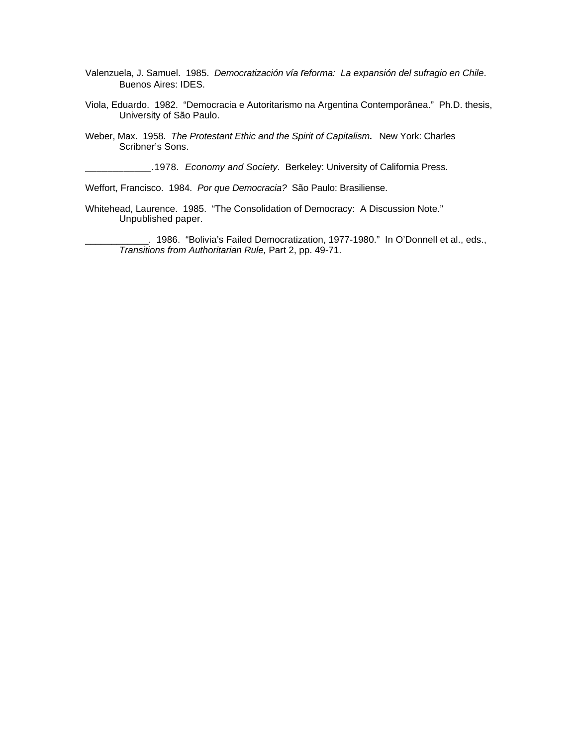Valenzuela, J. Samuel. 1985. *Democratización vía reforma: La expansión del sufragio en Chile*. Buenos Aires: IDES.

Viola, Eduardo. 1982. "Democracia e Autoritarismo na Argentina Contemporânea." Ph.D. thesis, University of São Paulo.

Weber, Max. 1958. *The Protestant Ethic and the Spirit of Capitalism.* New York: Charles Scribner's Sons.

____________.1978. *Economy and Society.* Berkeley: University of California Press.

Weffort, Francisco. 1984. *Por que Democracia?* São Paulo: Brasiliense.

Whitehead, Laurence. 1985. "The Consolidation of Democracy: A Discussion Note." Unpublished paper.

____________. 1986. "Bolivia's Failed Democratization, 1977-1980." In O'Donnell et al., eds., *Transitions from Authoritarian Rule,* Part 2, pp. 49-71.